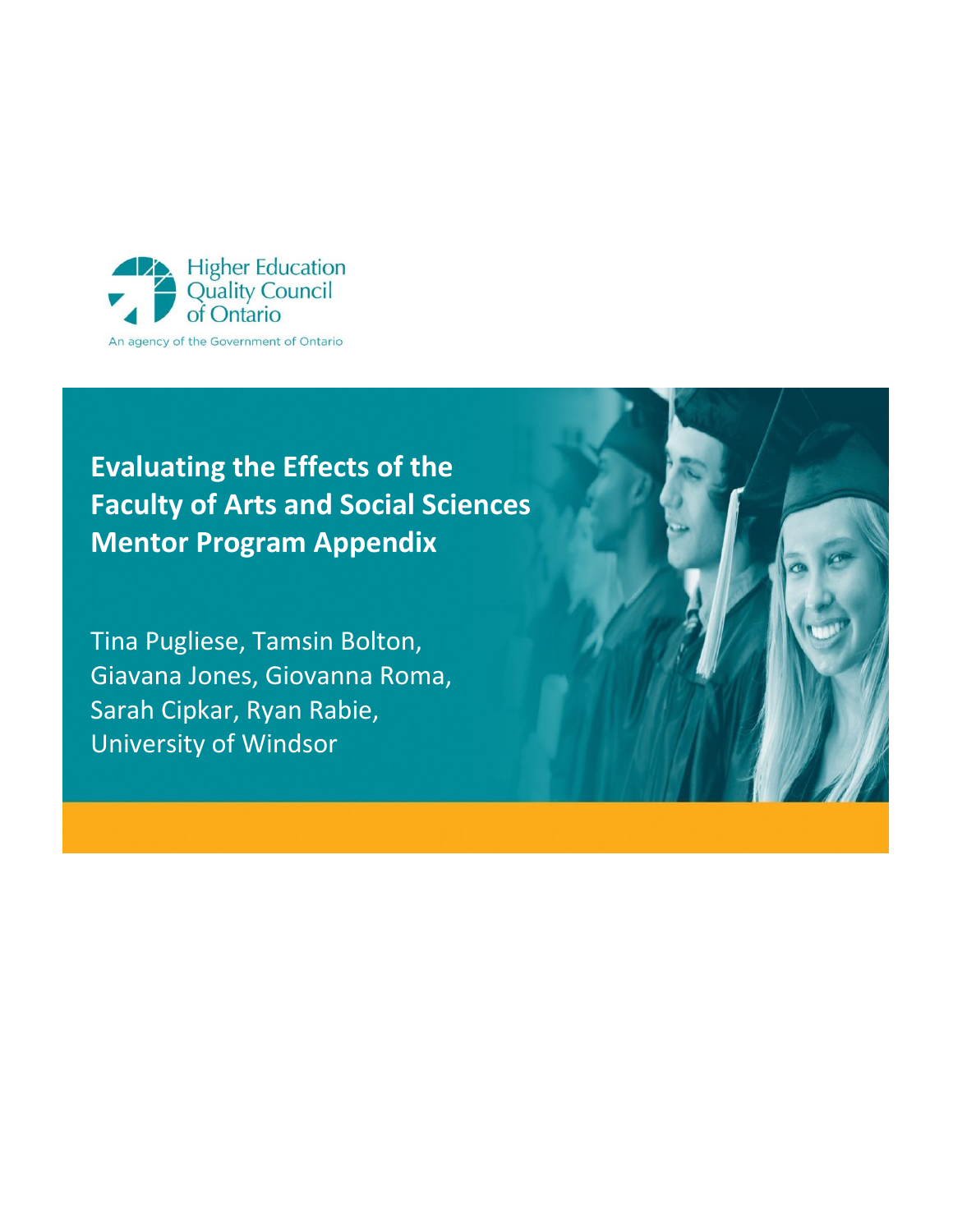Higher Education Quality Council of Ontario

An agency of the Government of Ontario

# Evaluating the Effects of the Faculty of Arts and Social Sciences Mentor Program Appendix

Tina Pugliese, Tamsin Bolton, Giavana Jones, Giovanna Roma, Sarah Cipkar, Ryan Rabie, University of Windsor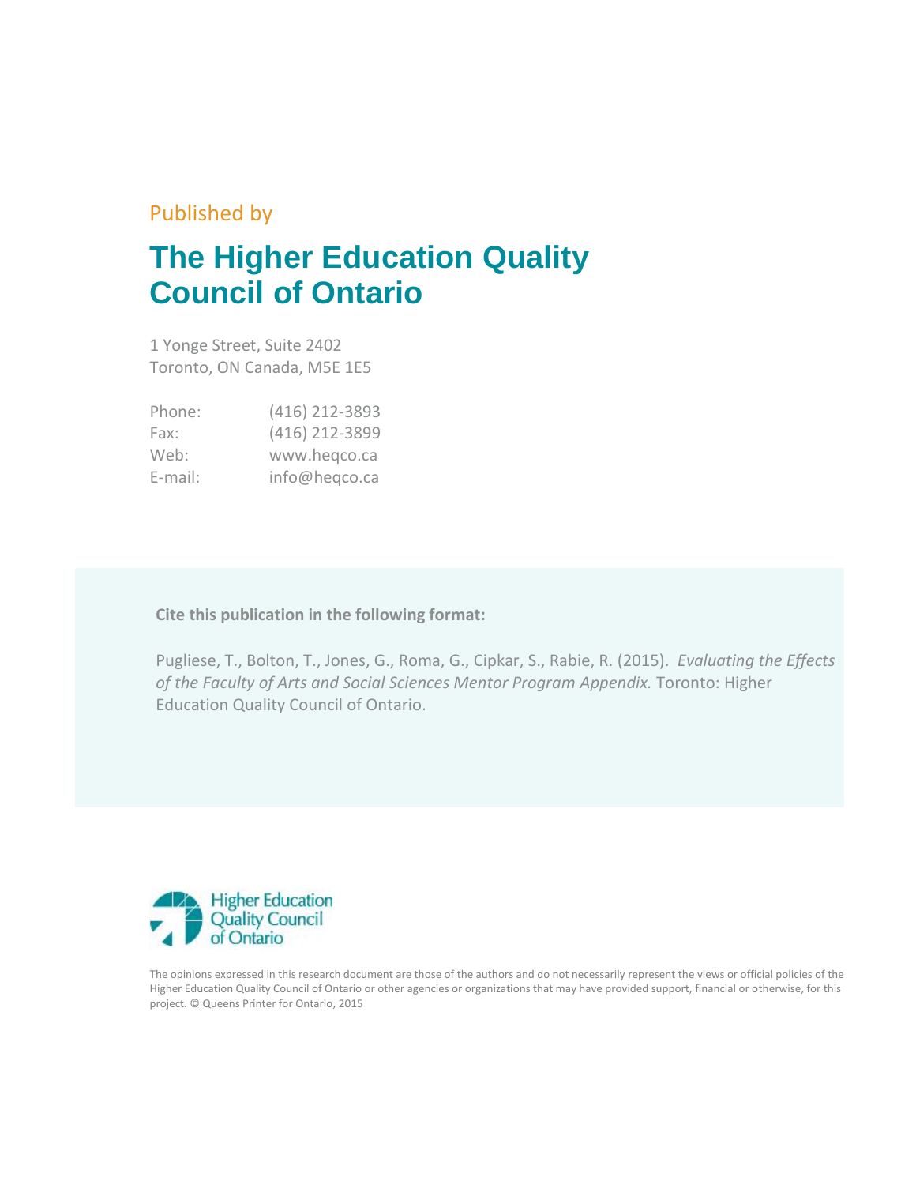Published by

# The Higher Education Quality Council of Ontario

1 Yonge Street, Suite 2402
Toronto, ON Canada, M5E 1E5

| | |
|---|---|
| Phone: | (416) 212-3893 |
| Fax: | (416) 212-3899 |
| Web: | www.heqco.ca |
| E-mail: | info@heqco.ca |

**Cite this publication in the following format:**

Pugliese, T., Bolton, T., Jones, G., Roma, G., Cipkar, S., Rabie, R. (2015). *Evaluating the Effects of the Faculty of Arts and Social Sciences Mentor Program Appendix.* Toronto: Higher Education Quality Council of Ontario.

Higher Education Quality Council of Ontario

The opinions expressed in this research document are those of the authors and do not necessarily represent the views or official policies of the Higher Education Quality Council of Ontario or other agencies or organizations that may have provided support, financial or otherwise, for this project. © Queens Printer for Ontario, 2015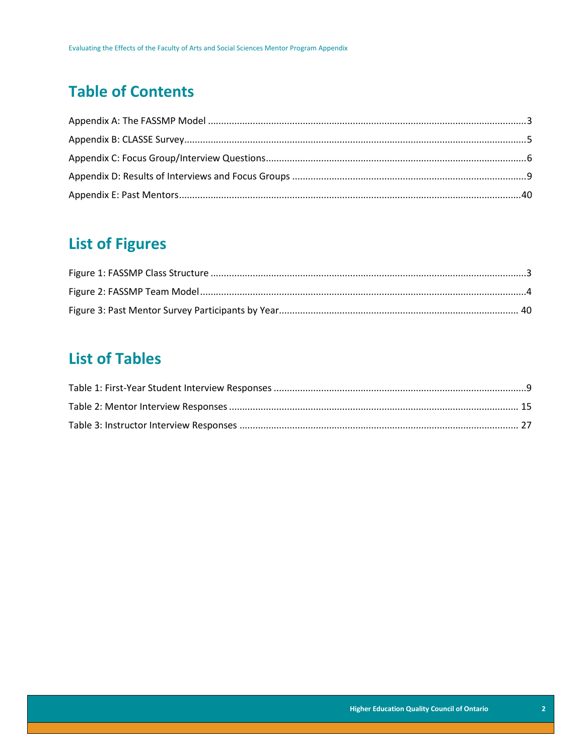## Table of Contents

Appendix A: The FASSMP Model ........................................................................................................3

Appendix B: CLASSE Survey..............................................................................................................5

Appendix C: Focus Group/Interview Questions.................................................................................6

Appendix D: Results of Interviews and Focus Groups .......................................................................9

Appendix E: Past Mentors................................................................................................................40

## List of Figures

Figure 1: FASSMP Class Structure .......................................................................................................3

Figure 2: FASSMP Team Model...........................................................................................................4

Figure 3: Past Mentor Survey Participants by Year......................................................................... 40

## List of Tables

Table 1: First-Year Student Interview Responses ...............................................................................9

Table 2: Mentor Interview Responses ............................................................................................ 15

Table 3: Instructor Interview Responses ......................................................................................... 27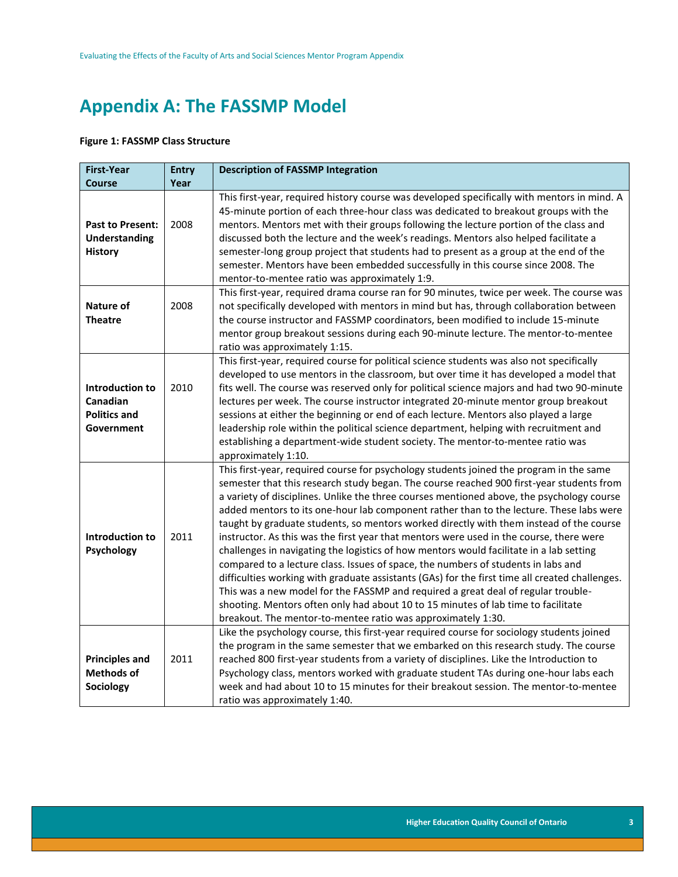# Appendix A: The FASSMP Model

**Figure 1: FASSMP Class Structure**

| First-Year Course | Entry Year | Description of FASSMP Integration |
|---|---|---|
| **Past to Present: Understanding History** | 2008 | This first-year, required history course was developed specifically with mentors in mind. A 45-minute portion of each three-hour class was dedicated to breakout groups with the mentors. Mentors met with their groups following the lecture portion of the class and discussed both the lecture and the week's readings. Mentors also helped facilitate a semester-long group project that students had to present as a group at the end of the semester. Mentors have been embedded successfully in this course since 2008. The mentor-to-mentee ratio was approximately 1:9. |
| **Nature of Theatre** | 2008 | This first-year, required drama course ran for 90 minutes, twice per week. The course was not specifically developed with mentors in mind but has, through collaboration between the course instructor and FASSMP coordinators, been modified to include 15-minute mentor group breakout sessions during each 90-minute lecture. The mentor-to-mentee ratio was approximately 1:15. |
| **Introduction to Canadian Politics and Government** | 2010 | This first-year, required course for political science students was also not specifically developed to use mentors in the classroom, but over time it has developed a model that fits well. The course was reserved only for political science majors and had two 90-minute lectures per week. The course instructor integrated 20-minute mentor group breakout sessions at either the beginning or end of each lecture. Mentors also played a large leadership role within the political science department, helping with recruitment and establishing a department-wide student society. The mentor-to-mentee ratio was approximately 1:10. |
| **Introduction to Psychology** | 2011 | This first-year, required course for psychology students joined the program in the same semester that this research study began. The course reached 900 first-year students from a variety of disciplines. Unlike the three courses mentioned above, the psychology course added mentors to its one-hour lab component rather than to the lecture. These labs were taught by graduate students, so mentors worked directly with them instead of the course instructor. As this was the first year that mentors were used in the course, there were challenges in navigating the logistics of how mentors would facilitate in a lab setting compared to a lecture class. Issues of space, the numbers of students in labs and difficulties working with graduate assistants (GAs) for the first time all created challenges. This was a new model for the FASSMP and required a great deal of regular trouble-shooting. Mentors often only had about 10 to 15 minutes of lab time to facilitate breakout. The mentor-to-mentee ratio was approximately 1:30. |
| **Principles and Methods of Sociology** | 2011 | Like the psychology course, this first-year required course for sociology students joined the program in the same semester that we embarked on this research study. The course reached 800 first-year students from a variety of disciplines. Like the Introduction to Psychology class, mentors worked with graduate student TAs during one-hour labs each week and had about 10 to 15 minutes for their breakout session. The mentor-to-mentee ratio was approximately 1:40. |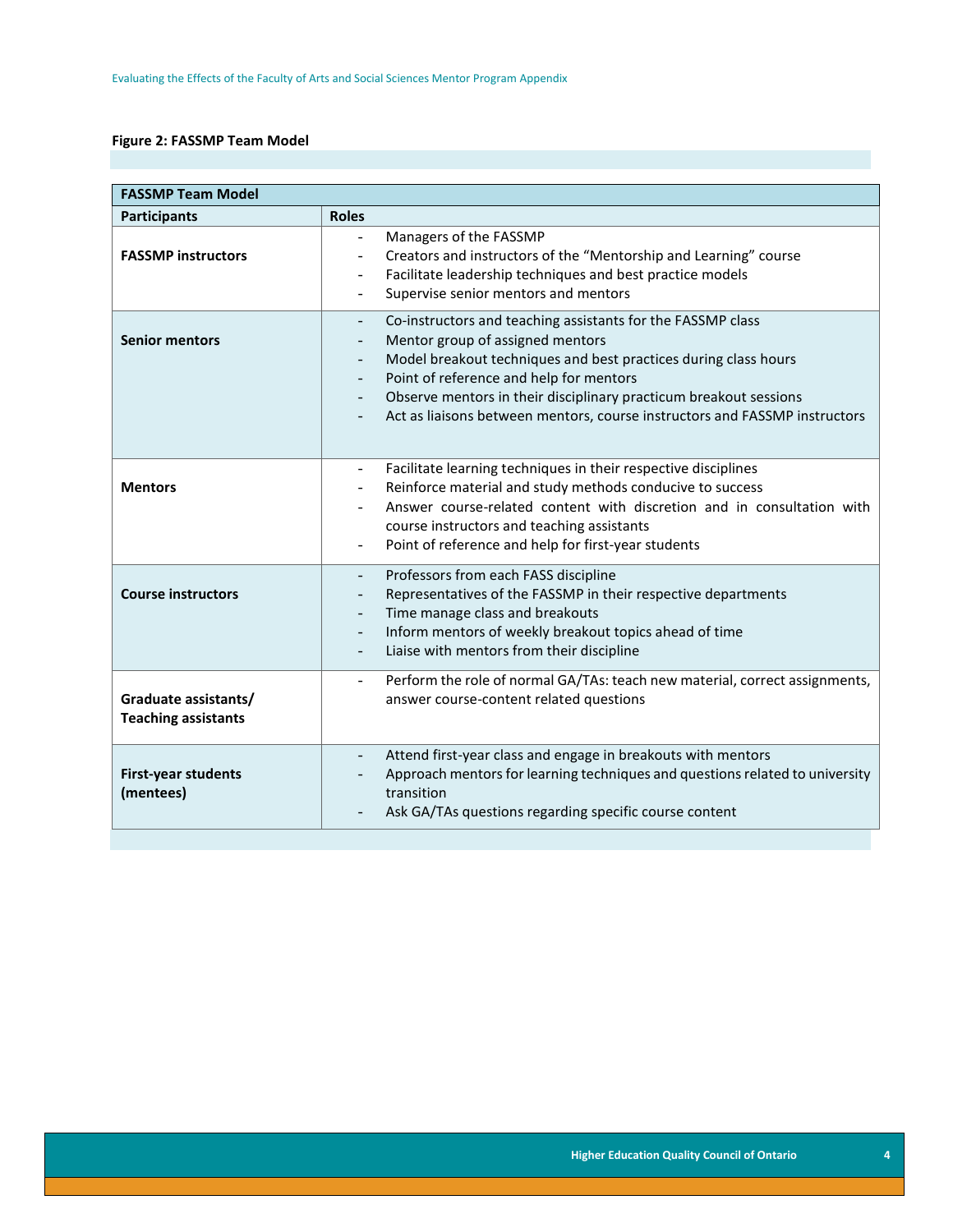**Figure 2: FASSMP Team Model**

| FASSMP Team Model | |
|---|---|
| **Participants** | **Roles** |
| **FASSMP instructors** | - Managers of the FASSMP<br>- Creators and instructors of the “Mentorship and Learning” course<br>- Facilitate leadership techniques and best practice models<br>- Supervise senior mentors and mentors |
| **Senior mentors** | - Co-instructors and teaching assistants for the FASSMP class<br>- Mentor group of assigned mentors<br>- Model breakout techniques and best practices during class hours<br>- Point of reference and help for mentors<br>- Observe mentors in their disciplinary practicum breakout sessions<br>- Act as liaisons between mentors, course instructors and FASSMP instructors |
| **Mentors** | - Facilitate learning techniques in their respective disciplines<br>- Reinforce material and study methods conducive to success<br>- Answer course-related content with discretion and in consultation with course instructors and teaching assistants<br>- Point of reference and help for first-year students |
| **Course instructors** | - Professors from each FASS discipline<br>- Representatives of the FASSMP in their respective departments<br>- Time manage class and breakouts<br>- Inform mentors of weekly breakout topics ahead of time<br>- Liaise with mentors from their discipline |
| **Graduate assistants/ Teaching assistants** | - Perform the role of normal GA/TAs: teach new material, correct assignments, answer course-content related questions |
| **First-year students (mentees)** | - Attend first-year class and engage in breakouts with mentors<br>- Approach mentors for learning techniques and questions related to university transition<br>- Ask GA/TAs questions regarding specific course content |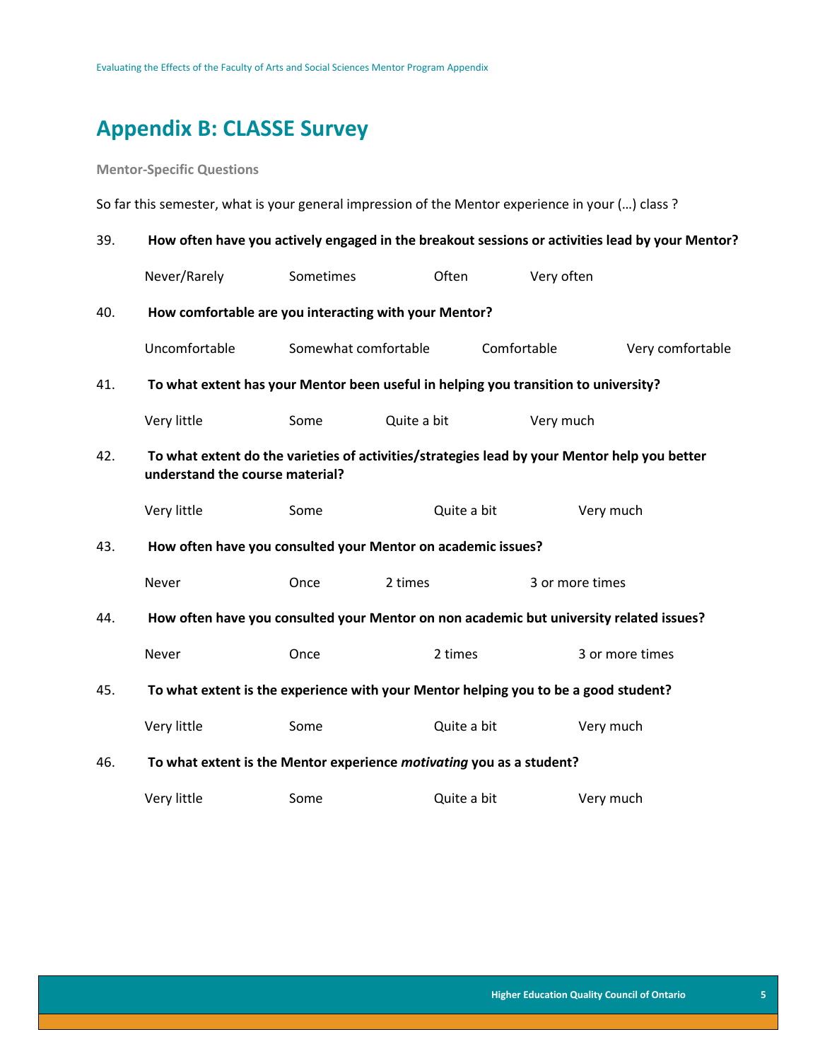# Appendix B: CLASSE Survey

**Mentor-Specific Questions**

So far this semester, what is your general impression of the Mentor experience in your (…) class ?

39. **How often have you actively engaged in the breakout sessions or activities lead by your Mentor?**

    Never/Rarely | Sometimes | Often | Very often

40. **How comfortable are you interacting with your Mentor?**

    Uncomfortable | Somewhat comfortable | Comfortable | Very comfortable

41. **To what extent has your Mentor been useful in helping you transition to university?**

    Very little | Some | Quite a bit | Very much

42. **To what extent do the varieties of activities/strategies lead by your Mentor help you better understand the course material?**

    Very little | Some | Quite a bit | Very much

43. **How often have you consulted your Mentor on academic issues?**

    Never | Once | 2 times | 3 or more times

44. **How often have you consulted your Mentor on non academic but university related issues?**

    Never | Once | 2 times | 3 or more times

45. **To what extent is the experience with your Mentor helping you to be a good student?**

    Very little | Some | Quite a bit | Very much

46. **To what extent is the Mentor experience *motivating* you as a student?**

    Very little | Some | Quite a bit | Very much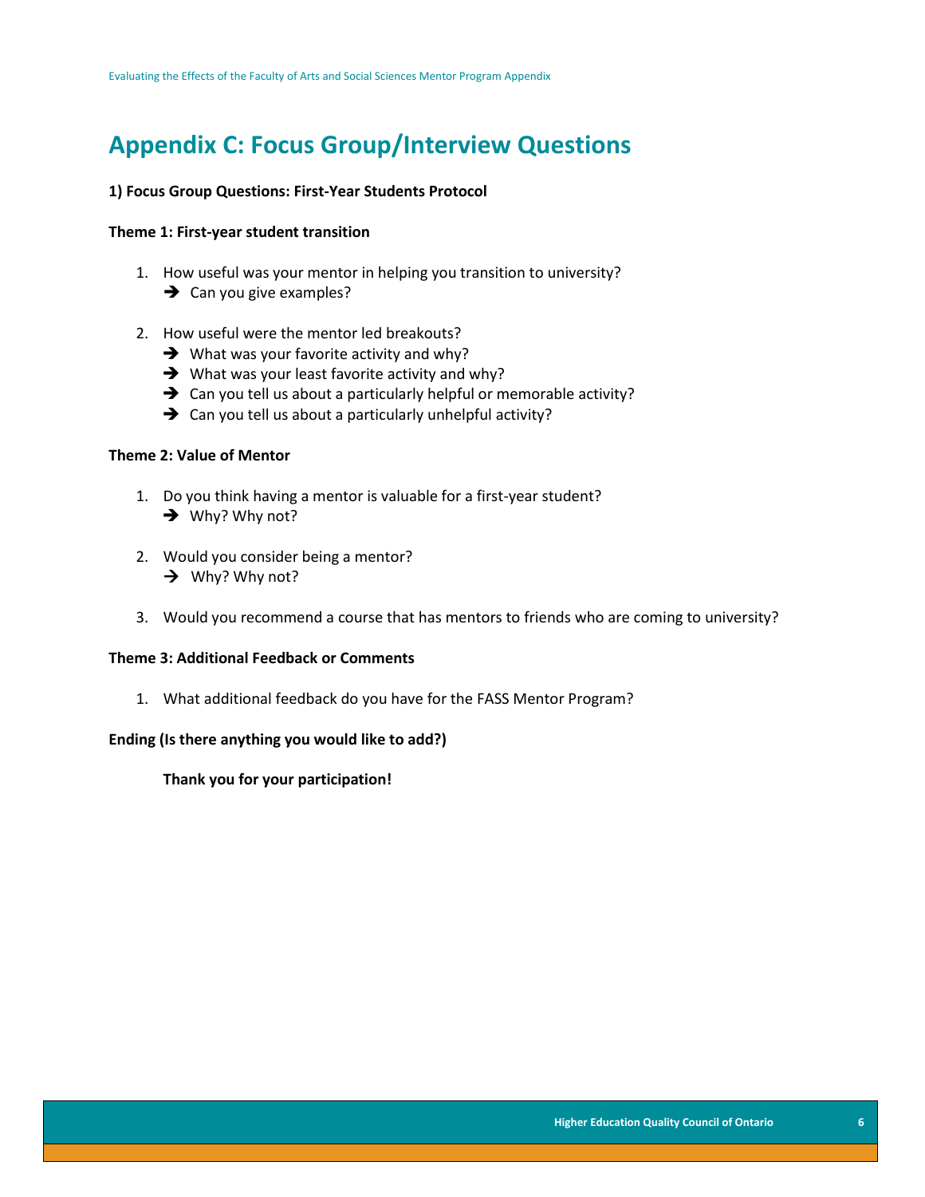# Appendix C: Focus Group/Interview Questions

**1) Focus Group Questions: First-Year Students Protocol**

**Theme 1: First-year student transition**

1. How useful was your mentor in helping you transition to university?
   - ➔ Can you give examples?

2. How useful were the mentor led breakouts?
   - ➔ What was your favorite activity and why?
   - ➔ What was your least favorite activity and why?
   - ➔ Can you tell us about a particularly helpful or memorable activity?
   - ➔ Can you tell us about a particularly unhelpful activity?

**Theme 2: Value of Mentor**

1. Do you think having a mentor is valuable for a first-year student?
   - ➔ Why? Why not?

2. Would you consider being a mentor?
   - ➔ Why? Why not?

3. Would you recommend a course that has mentors to friends who are coming to university?

**Theme 3: Additional Feedback or Comments**

1. What additional feedback do you have for the FASS Mentor Program?

**Ending (Is there anything you would like to add?)**

**Thank you for your participation!**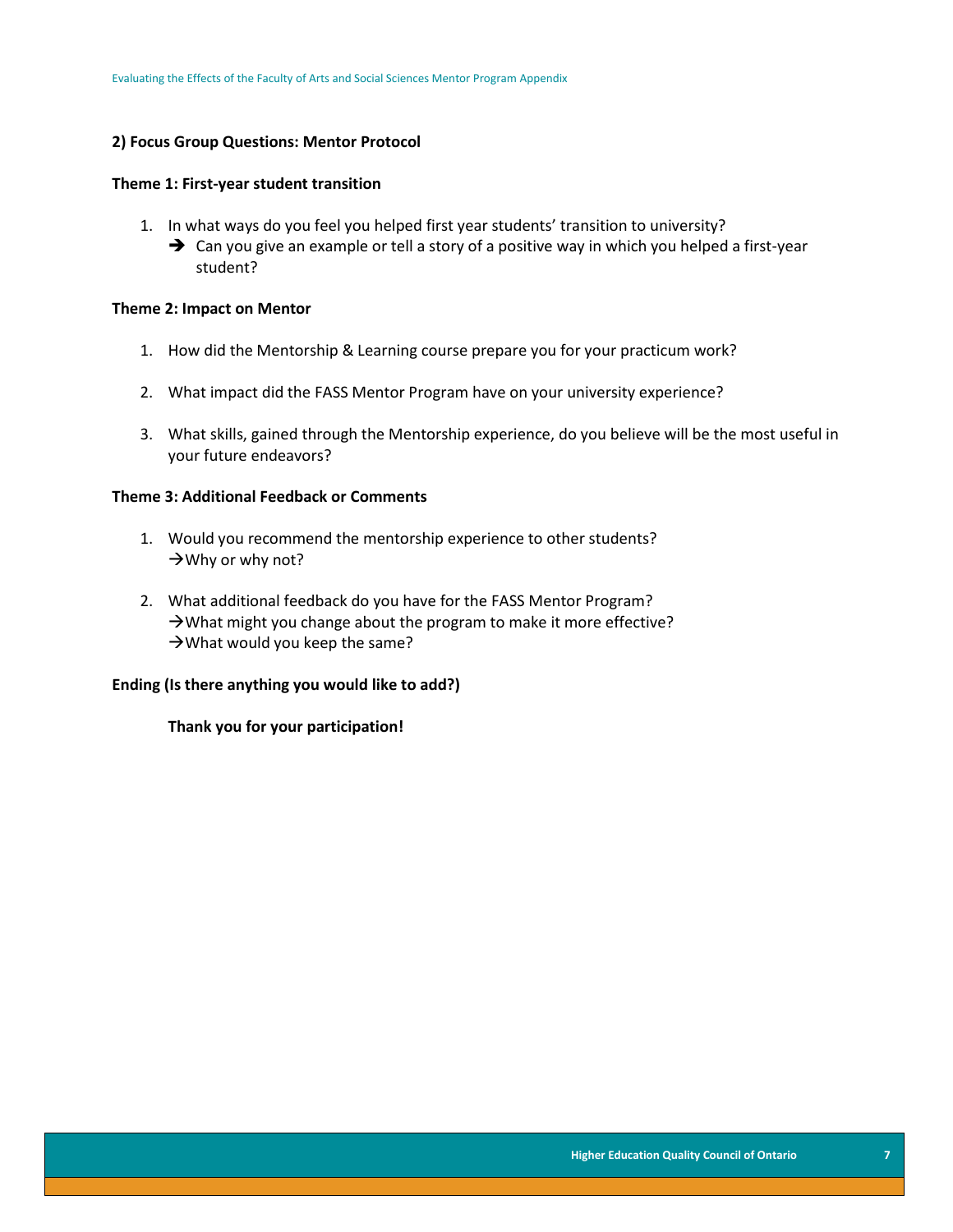**2) Focus Group Questions: Mentor Protocol**

**Theme 1: First-year student transition**

1. In what ways do you feel you helped first year students' transition to university?
   - ➔ Can you give an example or tell a story of a positive way in which you helped a first-year student?

**Theme 2: Impact on Mentor**

1. How did the Mentorship & Learning course prepare you for your practicum work?

2. What impact did the FASS Mentor Program have on your university experience?

3. What skills, gained through the Mentorship experience, do you believe will be the most useful in your future endeavors?

**Theme 3: Additional Feedback or Comments**

1. Would you recommend the mentorship experience to other students?
   →Why or why not?

2. What additional feedback do you have for the FASS Mentor Program?
   →What might you change about the program to make it more effective?
   →What would you keep the same?

**Ending (Is there anything you would like to add?)**

**Thank you for your participation!**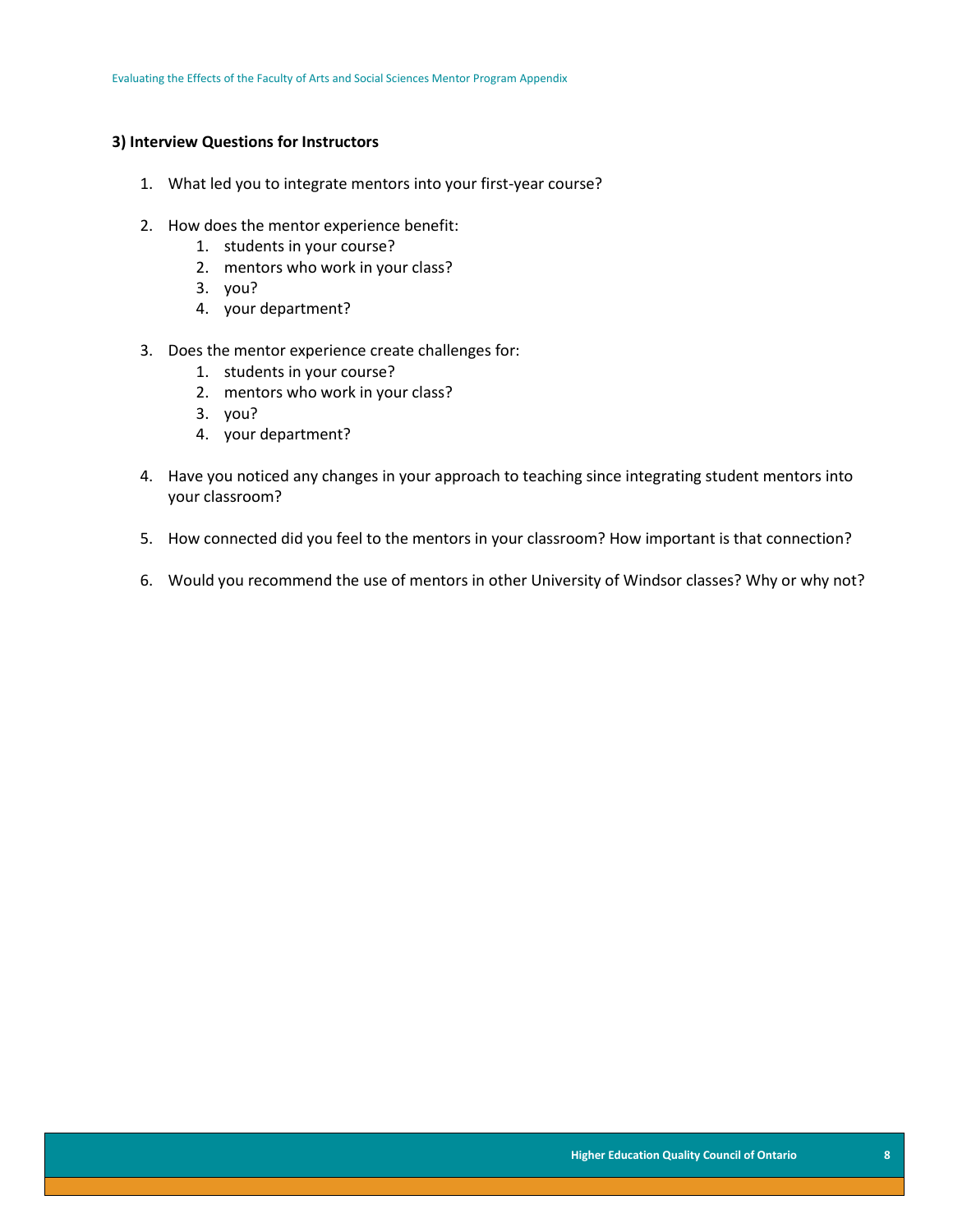### 3) Interview Questions for Instructors

1. What led you to integrate mentors into your first-year course?

2. How does the mentor experience benefit:
   1. students in your course?
   2. mentors who work in your class?
   3. you?
   4. your department?

3. Does the mentor experience create challenges for:
   1. students in your course?
   2. mentors who work in your class?
   3. you?
   4. your department?

4. Have you noticed any changes in your approach to teaching since integrating student mentors into your classroom?

5. How connected did you feel to the mentors in your classroom? How important is that connection?

6. Would you recommend the use of mentors in other University of Windsor classes? Why or why not?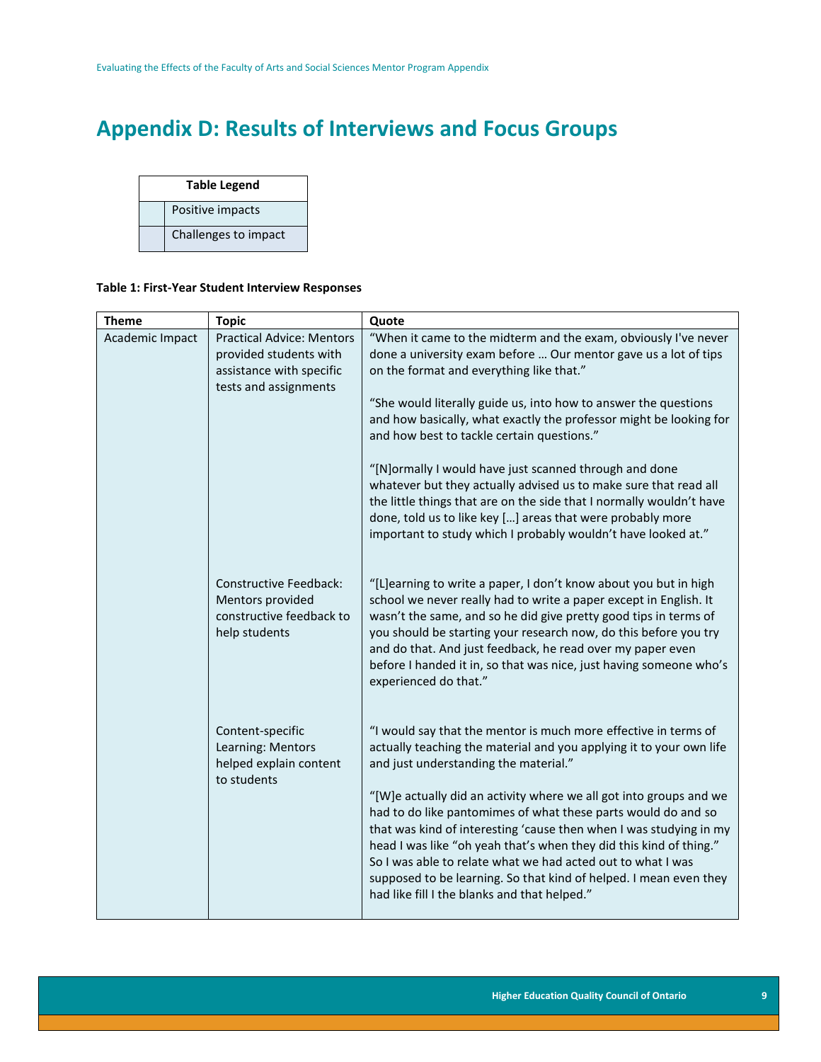# Appendix D: Results of Interviews and Focus Groups

| Table Legend | |
|---|---|
| | Positive impacts |
| | Challenges to impact |

**Table 1: First-Year Student Interview Responses**

| Theme | Topic | Quote |
|---|---|---|
| Academic Impact | Practical Advice: Mentors provided students with assistance with specific tests and assignments | "When it came to the midterm and the exam, obviously I've never done a university exam before … Our mentor gave us a lot of tips on the format and everything like that."<br><br>"She would literally guide us, into how to answer the questions and how basically, what exactly the professor might be looking for and how best to tackle certain questions."<br><br>"[N]ormally I would have just scanned through and done whatever but they actually advised us to make sure that read all the little things that are on the side that I normally wouldn't have done, told us to like key […] areas that were probably more important to study which I probably wouldn't have looked at." |
| | Constructive Feedback: Mentors provided constructive feedback to help students | "[L]earning to write a paper, I don't know about you but in high school we never really had to write a paper except in English. It wasn't the same, and so he did give pretty good tips in terms of you should be starting your research now, do this before you try and do that. And just feedback, he read over my paper even before I handed it in, so that was nice, just having someone who's experienced do that." |
| | Content-specific Learning: Mentors helped explain content to students | "I would say that the mentor is much more effective in terms of actually teaching the material and you applying it to your own life and just understanding the material."<br><br>"[W]e actually did an activity where we all got into groups and we had to do like pantomimes of what these parts would do and so that was kind of interesting 'cause then when I was studying in my head I was like "oh yeah that's when they did this kind of thing." So I was able to relate what we had acted out to what I was supposed to be learning. So that kind of helped. I mean even they had like fill I the blanks and that helped." |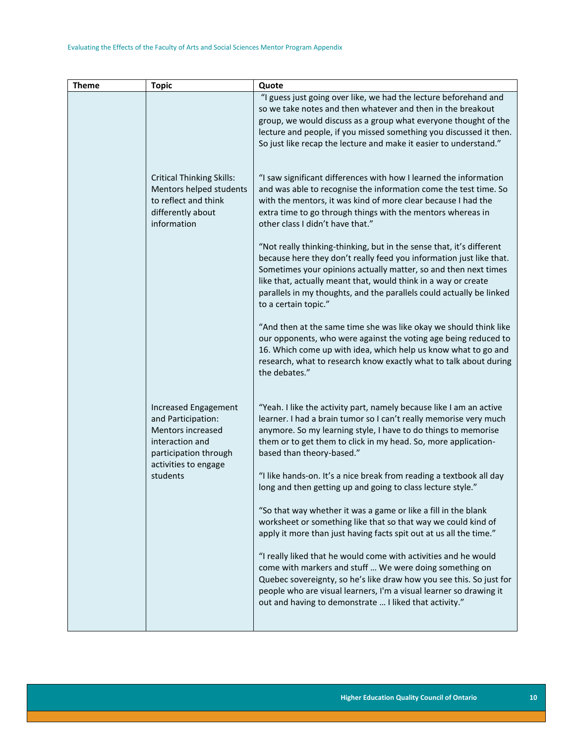| Theme | Topic | Quote |
| --- | --- | --- |
| | | "I guess just going over like, we had the lecture beforehand and so we take notes and then whatever and then in the breakout group, we would discuss as a group what everyone thought of the lecture and people, if you missed something you discussed it then. So just like recap the lecture and make it easier to understand." |
| | Critical Thinking Skills: Mentors helped students to reflect and think differently about information | "I saw significant differences with how I learned the information and was able to recognise the information come the test time. So with the mentors, it was kind of more clear because I had the extra time to go through things with the mentors whereas in other class I didn't have that."<br><br>"Not really thinking-thinking, but in the sense that, it's different because here they don't really feed you information just like that. Sometimes your opinions actually matter, so and then next times like that, actually meant that, would think in a way or create parallels in my thoughts, and the parallels could actually be linked to a certain topic."<br><br>"And then at the same time she was like okay we should think like our opponents, who were against the voting age being reduced to 16. Which come up with idea, which help us know what to go and research, what to research know exactly what to talk about during the debates." |
| | Increased Engagement and Participation: Mentors increased interaction and participation through activities to engage students | "Yeah. I like the activity part, namely because like I am an active learner. I had a brain tumor so I can't really memorise very much anymore. So my learning style, I have to do things to memorise them or to get them to click in my head. So, more application-based than theory-based."<br><br>"I like hands-on. It's a nice break from reading a textbook all day long and then getting up and going to class lecture style."<br><br>"So that way whether it was a game or like a fill in the blank worksheet or something like that so that way we could kind of apply it more than just having facts spit out at us all the time."<br><br>"I really liked that he would come with activities and he would come with markers and stuff … We were doing something on Quebec sovereignty, so he's like draw how you see this. So just for people who are visual learners, I'm a visual learner so drawing it out and having to demonstrate … I liked that activity." |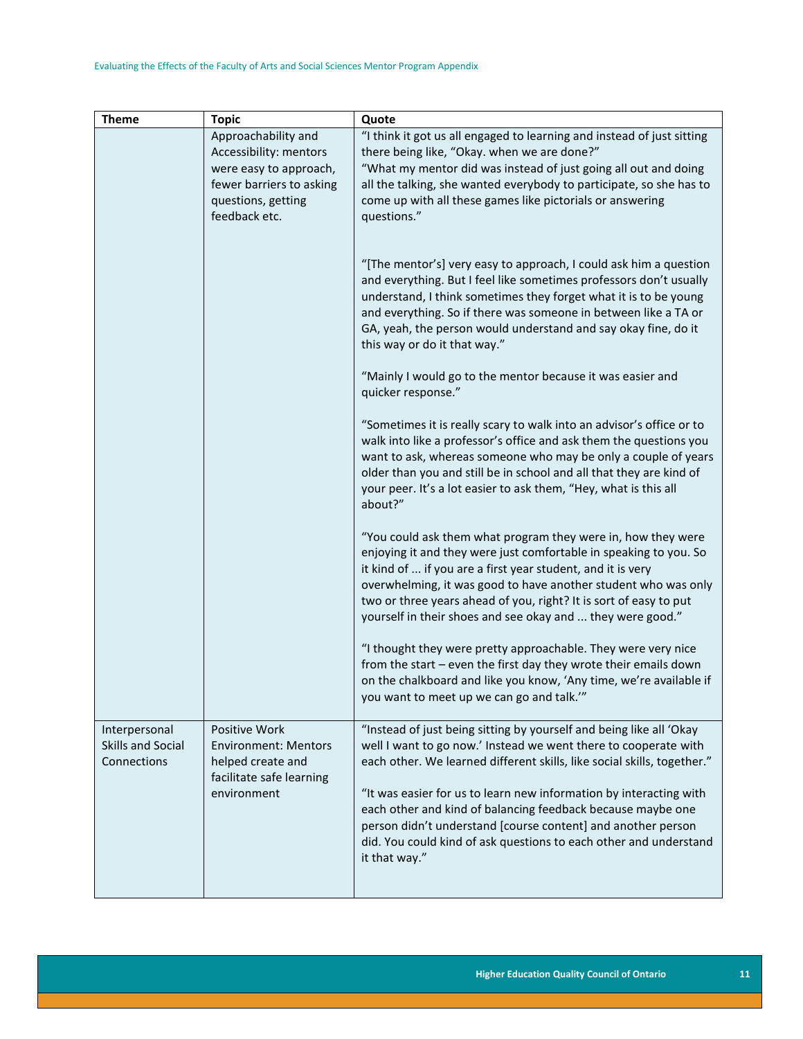| Theme | Topic | Quote |
|---|---|---|
| | Approachability and Accessibility: mentors were easy to approach, fewer barriers to asking questions, getting feedback etc. | "I think it got us all engaged to learning and instead of just sitting there being like, "Okay. when we are done?" "What my mentor did was instead of just going all out and doing all the talking, she wanted everybody to participate, so she has to come up with all these games like pictorials or answering questions." <br><br> "[The mentor's] very easy to approach, I could ask him a question and everything. But I feel like sometimes professors don't usually understand, I think sometimes they forget what it is to be young and everything. So if there was someone in between like a TA or GA, yeah, the person would understand and say okay fine, do it this way or do it that way." <br><br> "Mainly I would go to the mentor because it was easier and quicker response." <br><br> "Sometimes it is really scary to walk into an advisor's office or to walk into like a professor's office and ask them the questions you want to ask, whereas someone who may be only a couple of years older than you and still be in school and all that they are kind of your peer. It's a lot easier to ask them, "Hey, what is this all about?" <br><br> "You could ask them what program they were in, how they were enjoying it and they were just comfortable in speaking to you. So it kind of ... if you are a first year student, and it is very overwhelming, it was good to have another student who was only two or three years ahead of you, right? It is sort of easy to put yourself in their shoes and see okay and ... they were good." <br><br> "I thought they were pretty approachable. They were very nice from the start – even the first day they wrote their emails down on the chalkboard and like you know, 'Any time, we're available if you want to meet up we can go and talk.'" |
| Interpersonal Skills and Social Connections | Positive Work Environment: Mentors helped create and facilitate safe learning environment | "Instead of just being sitting by yourself and being like all 'Okay well I want to go now.' Instead we went there to cooperate with each other. We learned different skills, like social skills, together." <br><br> "It was easier for us to learn new information by interacting with each other and kind of balancing feedback because maybe one person didn't understand [course content] and another person did. You could kind of ask questions to each other and understand it that way." |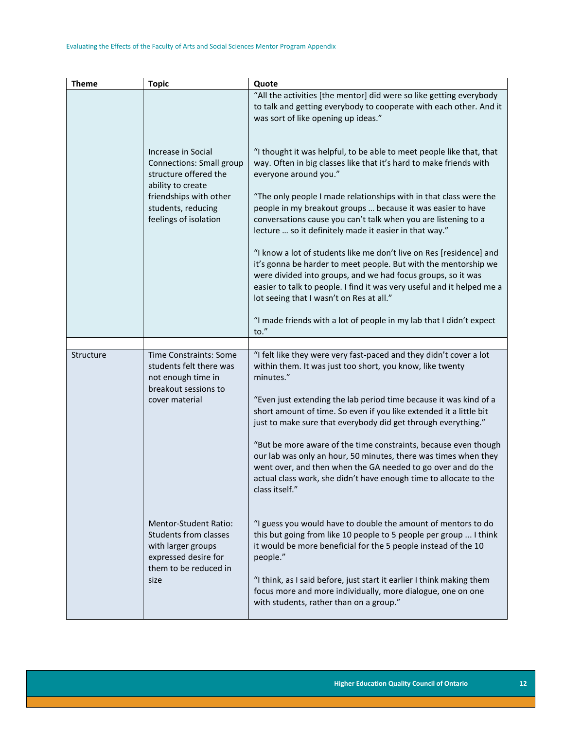| Theme | Topic | Quote |
|---|---|---|
| | | "All the activities [the mentor] did were so like getting everybody to talk and getting everybody to cooperate with each other. And it was sort of like opening up ideas." |
| | Increase in Social Connections: Small group structure offered the ability to create friendships with other students, reducing feelings of isolation | "I thought it was helpful, to be able to meet people like that, that way. Often in big classes like that it's hard to make friends with everyone around you." "The only people I made relationships with in that class were the people in my breakout groups … because it was easier to have conversations cause you can't talk when you are listening to a lecture … so it definitely made it easier in that way." "I know a lot of students like me don't live on Res [residence] and it's gonna be harder to meet people. But with the mentorship we were divided into groups, and we had focus groups, so it was easier to talk to people. I find it was very useful and it helped me a lot seeing that I wasn't on Res at all." "I made friends with a lot of people in my lab that I didn't expect to." |
| | | |
| Structure | Time Constraints: Some students felt there was not enough time in breakout sessions to cover material | "I felt like they were very fast-paced and they didn't cover a lot within them. It was just too short, you know, like twenty minutes." "Even just extending the lab period time because it was kind of a short amount of time. So even if you like extended it a little bit just to make sure that everybody did get through everything." "But be more aware of the time constraints, because even though our lab was only an hour, 50 minutes, there was times when they went over, and then when the GA needed to go over and do the actual class work, she didn't have enough time to allocate to the class itself." |
| | Mentor-Student Ratio: Students from classes with larger groups expressed desire for them to be reduced in size | "I guess you would have to double the amount of mentors to do this but going from like 10 people to 5 people per group ... I think it would be more beneficial for the 5 people instead of the 10 people." "I think, as I said before, just start it earlier I think making them focus more and more individually, more dialogue, one on one with students, rather than on a group." |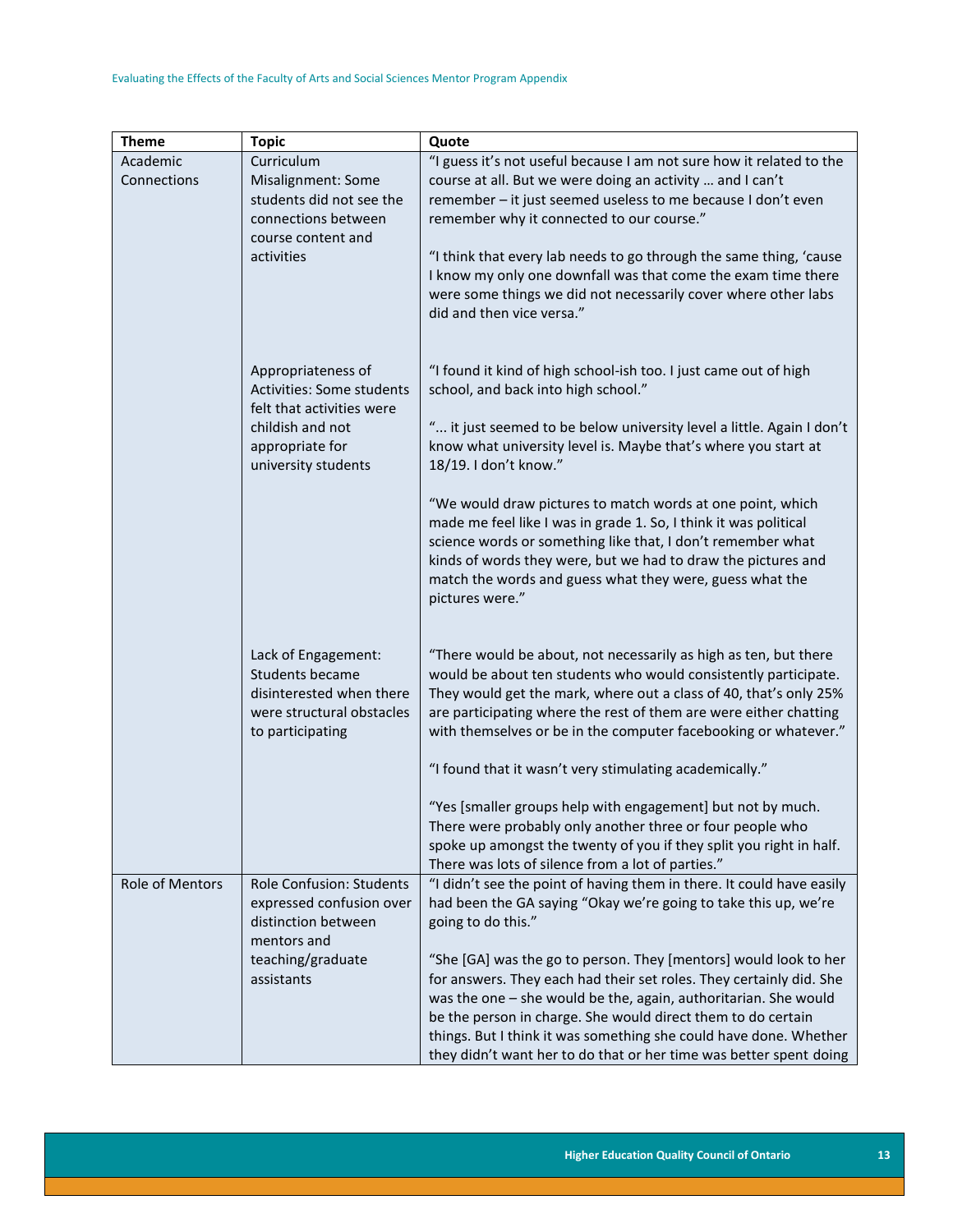| Theme | Topic | Quote |
|---|---|---|
| Academic Connections | Curriculum Misalignment: Some students did not see the connections between course content and activities | "I guess it's not useful because I am not sure how it related to the course at all. But we were doing an activity … and I can't remember – it just seemed useless to me because I don't even remember why it connected to our course."<br><br>"I think that every lab needs to go through the same thing, 'cause I know my only one downfall was that come the exam time there were some things we did not necessarily cover where other labs did and then vice versa." |
| | Appropriateness of Activities: Some students felt that activities were childish and not appropriate for university students | "I found it kind of high school-ish too. I just came out of high school, and back into high school."<br><br>"... it just seemed to be below university level a little. Again I don't know what university level is. Maybe that's where you start at 18/19. I don't know."<br><br>"We would draw pictures to match words at one point, which made me feel like I was in grade 1. So, I think it was political science words or something like that, I don't remember what kinds of words they were, but we had to draw the pictures and match the words and guess what they were, guess what the pictures were." |
| | Lack of Engagement: Students became disinterested when there were structural obstacles to participating | "There would be about, not necessarily as high as ten, but there would be about ten students who would consistently participate. They would get the mark, where out a class of 40, that's only 25% are participating where the rest of them are were either chatting with themselves or be in the computer facebooking or whatever."<br><br>"I found that it wasn't very stimulating academically."<br><br>"Yes [smaller groups help with engagement] but not by much. There were probably only another three or four people who spoke up amongst the twenty of you if they split you right in half. There was lots of silence from a lot of parties." |
| Role of Mentors | Role Confusion: Students expressed confusion over distinction between mentors and teaching/graduate assistants | "I didn't see the point of having them in there. It could have easily had been the GA saying "Okay we're going to take this up, we're going to do this."<br><br>"She [GA] was the go to person. They [mentors] would look to her for answers. They each had their set roles. They certainly did. She was the one – she would be the, again, authoritarian. She would be the person in charge. She would direct them to do certain things. But I think it was something she could have done. Whether they didn't want her to do that or her time was better spent doing |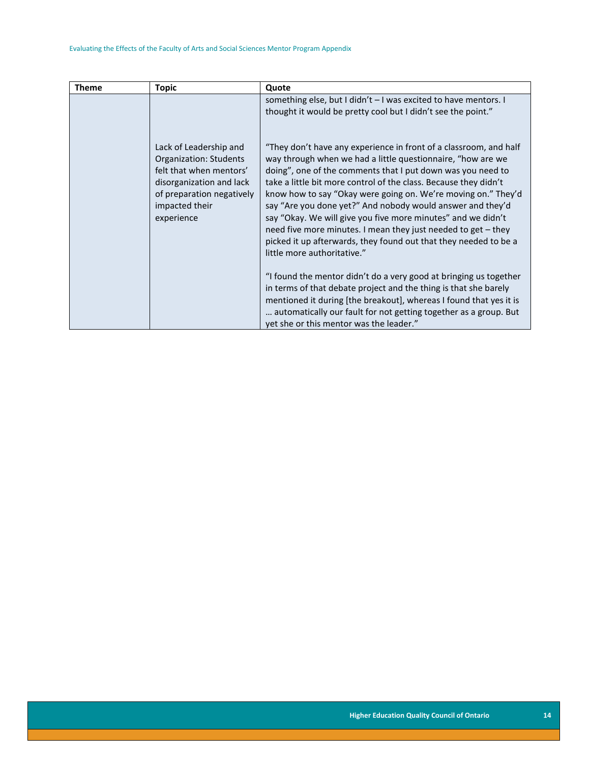| Theme | Topic | Quote |
|---|---|---|
| | | something else, but I didn't – I was excited to have mentors. I thought it would be pretty cool but I didn't see the point." |
| | Lack of Leadership and Organization: Students felt that when mentors' disorganization and lack of preparation negatively impacted their experience | "They don't have any experience in front of a classroom, and half way through when we had a little questionnaire, "how are we doing", one of the comments that I put down was you need to take a little bit more control of the class. Because they didn't know how to say "Okay were going on. We're moving on." They'd say "Are you done yet?" And nobody would answer and they'd say "Okay. We will give you five more minutes" and we didn't need five more minutes. I mean they just needed to get – they picked it up afterwards, they found out that they needed to be a little more authoritative." <br><br> "I found the mentor didn't do a very good at bringing us together in terms of that debate project and the thing is that she barely mentioned it during [the breakout], whereas I found that yes it is … automatically our fault for not getting together as a group. But yet she or this mentor was the leader." |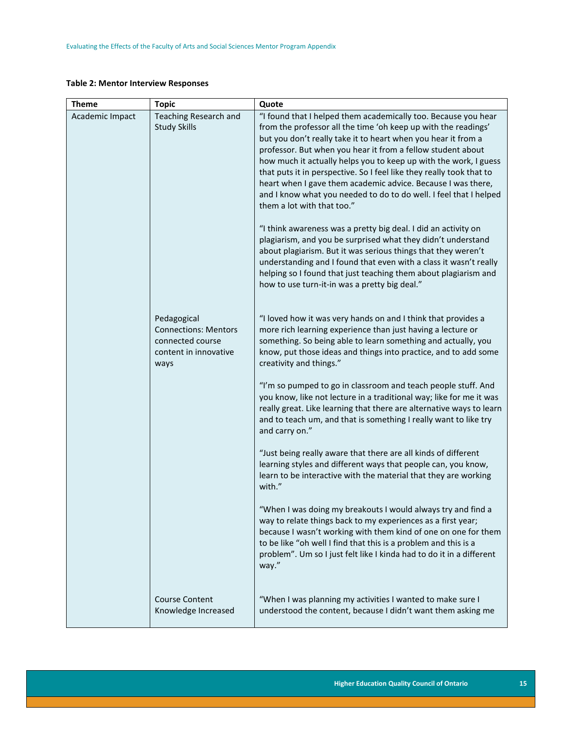**Table 2: Mentor Interview Responses**

| Theme | Topic | Quote |
|---|---|---|
| Academic Impact | Teaching Research and Study Skills | "I found that I helped them academically too. Because you hear from the professor all the time 'oh keep up with the readings' but you don't really take it to heart when you hear it from a professor. But when you hear it from a fellow student about how much it actually helps you to keep up with the work, I guess that puts it in perspective. So I feel like they really took that to heart when I gave them academic advice. Because I was there, and I know what you needed to do to do well. I feel that I helped them a lot with that too."<br><br>"I think awareness was a pretty big deal. I did an activity on plagiarism, and you be surprised what they didn't understand about plagiarism. But it was serious things that they weren't understanding and I found that even with a class it wasn't really helping so I found that just teaching them about plagiarism and how to use turn-it-in was a pretty big deal." |
| | Pedagogical Connections: Mentors connected course content in innovative ways | "I loved how it was very hands on and I think that provides a more rich learning experience than just having a lecture or something. So being able to learn something and actually, you know, put those ideas and things into practice, and to add some creativity and things."<br><br>"I'm so pumped to go in classroom and teach people stuff. And you know, like not lecture in a traditional way; like for me it was really great. Like learning that there are alternative ways to learn and to teach um, and that is something I really want to like try and carry on."<br><br>"Just being really aware that there are all kinds of different learning styles and different ways that people can, you know, learn to be interactive with the material that they are working with."<br><br>"When I was doing my breakouts I would always try and find a way to relate things back to my experiences as a first year; because I wasn't working with them kind of one on one for them to be like "oh well I find that this is a problem and this is a problem". Um so I just felt like I kinda had to do it in a different way." |
| | Course Content Knowledge Increased | "When I was planning my activities I wanted to make sure I understood the content, because I didn't want them asking me |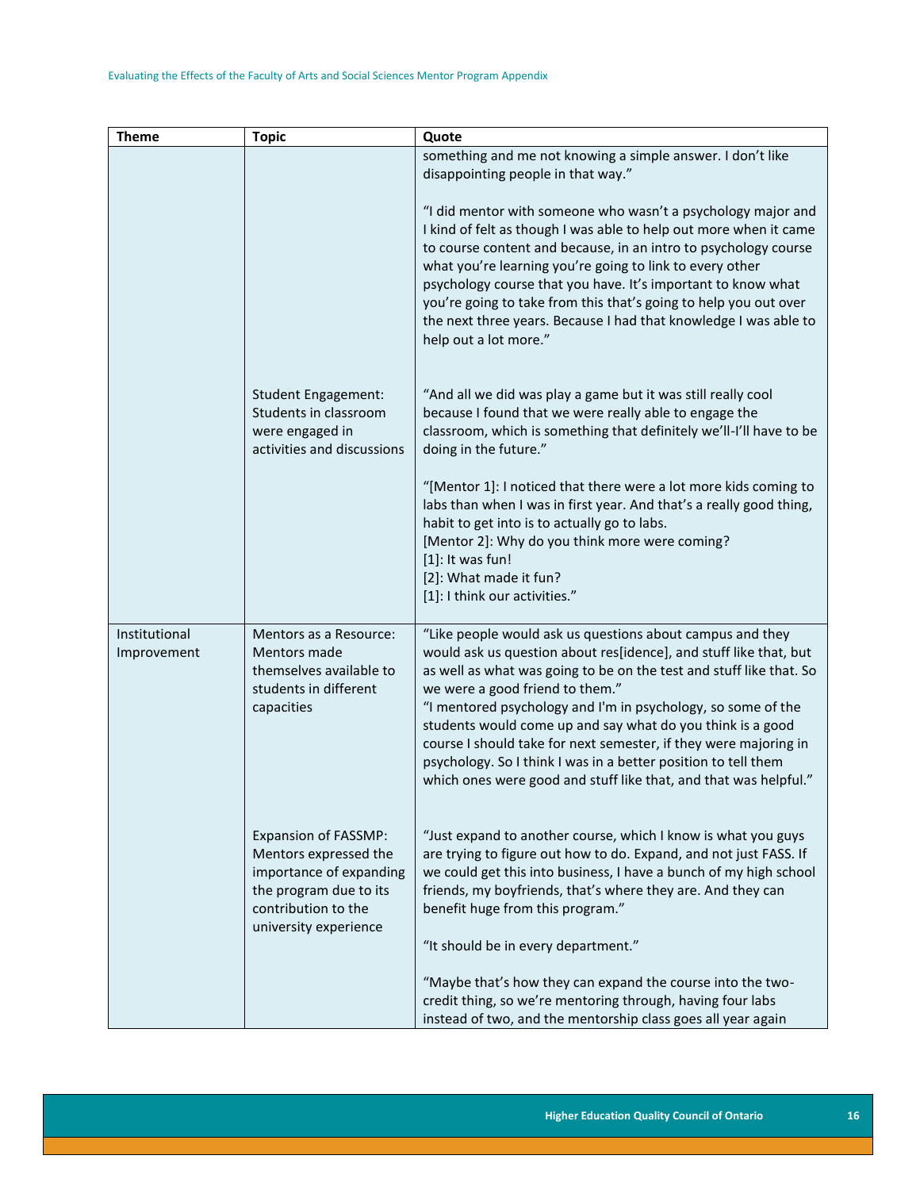| Theme | Topic | Quote |
|---|---|---|
| | | something and me not knowing a simple answer. I don't like disappointing people in that way."<br><br>"I did mentor with someone who wasn't a psychology major and I kind of felt as though I was able to help out more when it came to course content and because, in an intro to psychology course what you're learning you're going to link to every other psychology course that you have. It's important to know what you're going to take from this that's going to help you out over the next three years. Because I had that knowledge I was able to help out a lot more." |
| | Student Engagement: Students in classroom were engaged in activities and discussions | "And all we did was play a game but it was still really cool because I found that we were really able to engage the classroom, which is something that definitely we'll-I'll have to be doing in the future."<br><br>"[Mentor 1]: I noticed that there were a lot more kids coming to labs than when I was in first year. And that's a really good thing, habit to get into is to actually go to labs.<br>[Mentor 2]: Why do you think more were coming?<br>[1]: It was fun!<br>[2]: What made it fun?<br>[1]: I think our activities." |
| Institutional Improvement | Mentors as a Resource: Mentors made themselves available to students in different capacities | "Like people would ask us questions about campus and they would ask us question about res[idence], and stuff like that, but as well as what was going to be on the test and stuff like that. So we were a good friend to them."<br>"I mentored psychology and I'm in psychology, so some of the students would come up and say what do you think is a good course I should take for next semester, if they were majoring in psychology. So I think I was in a better position to tell them which ones were good and stuff like that, and that was helpful." |
| | Expansion of FASSMP: Mentors expressed the importance of expanding the program due to its contribution to the university experience | "Just expand to another course, which I know is what you guys are trying to figure out how to do. Expand, and not just FASS. If we could get this into business, I have a bunch of my high school friends, my boyfriends, that's where they are. And they can benefit huge from this program."<br><br>"It should be in every department."<br><br>"Maybe that's how they can expand the course into the two-credit thing, so we're mentoring through, having four labs instead of two, and the mentorship class goes all year again |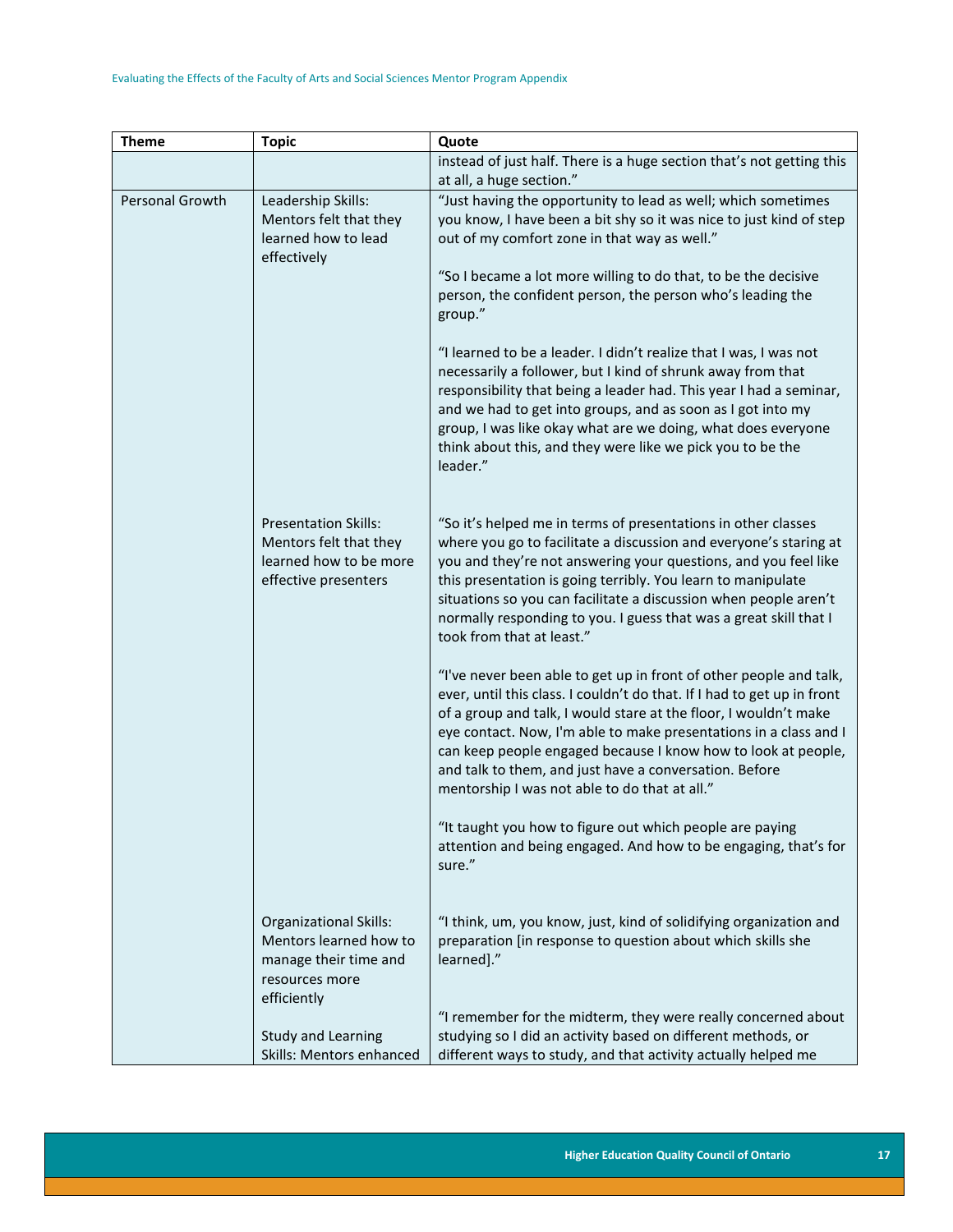| Theme | Topic | Quote |
|---|---|---|
| | | instead of just half. There is a huge section that's not getting this at all, a huge section." |
| Personal Growth | Leadership Skills: Mentors felt that they learned how to lead effectively | "Just having the opportunity to lead as well; which sometimes you know, I have been a bit shy so it was nice to just kind of step out of my comfort zone in that way as well."<br><br>"So I became a lot more willing to do that, to be the decisive person, the confident person, the person who's leading the group."<br><br>"I learned to be a leader. I didn't realize that I was, I was not necessarily a follower, but I kind of shrunk away from that responsibility that being a leader had. This year I had a seminar, and we had to get into groups, and as soon as I got into my group, I was like okay what are we doing, what does everyone think about this, and they were like we pick you to be the leader." |
| | Presentation Skills: Mentors felt that they learned how to be more effective presenters | "So it's helped me in terms of presentations in other classes where you go to facilitate a discussion and everyone's staring at you and they're not answering your questions, and you feel like this presentation is going terribly. You learn to manipulate situations so you can facilitate a discussion when people aren't normally responding to you. I guess that was a great skill that I took from that at least."<br><br>"I've never been able to get up in front of other people and talk, ever, until this class. I couldn't do that. If I had to get up in front of a group and talk, I would stare at the floor, I wouldn't make eye contact. Now, I'm able to make presentations in a class and I can keep people engaged because I know how to look at people, and talk to them, and just have a conversation. Before mentorship I was not able to do that at all."<br><br>"It taught you how to figure out which people are paying attention and being engaged. And how to be engaging, that's for sure." |
| | Organizational Skills: Mentors learned how to manage their time and resources more efficiently | "I think, um, you know, just, kind of solidifying organization and preparation [in response to question about which skills she learned]." |
| | Study and Learning Skills: Mentors enhanced | "I remember for the midterm, they were really concerned about studying so I did an activity based on different methods, or different ways to study, and that activity actually helped me |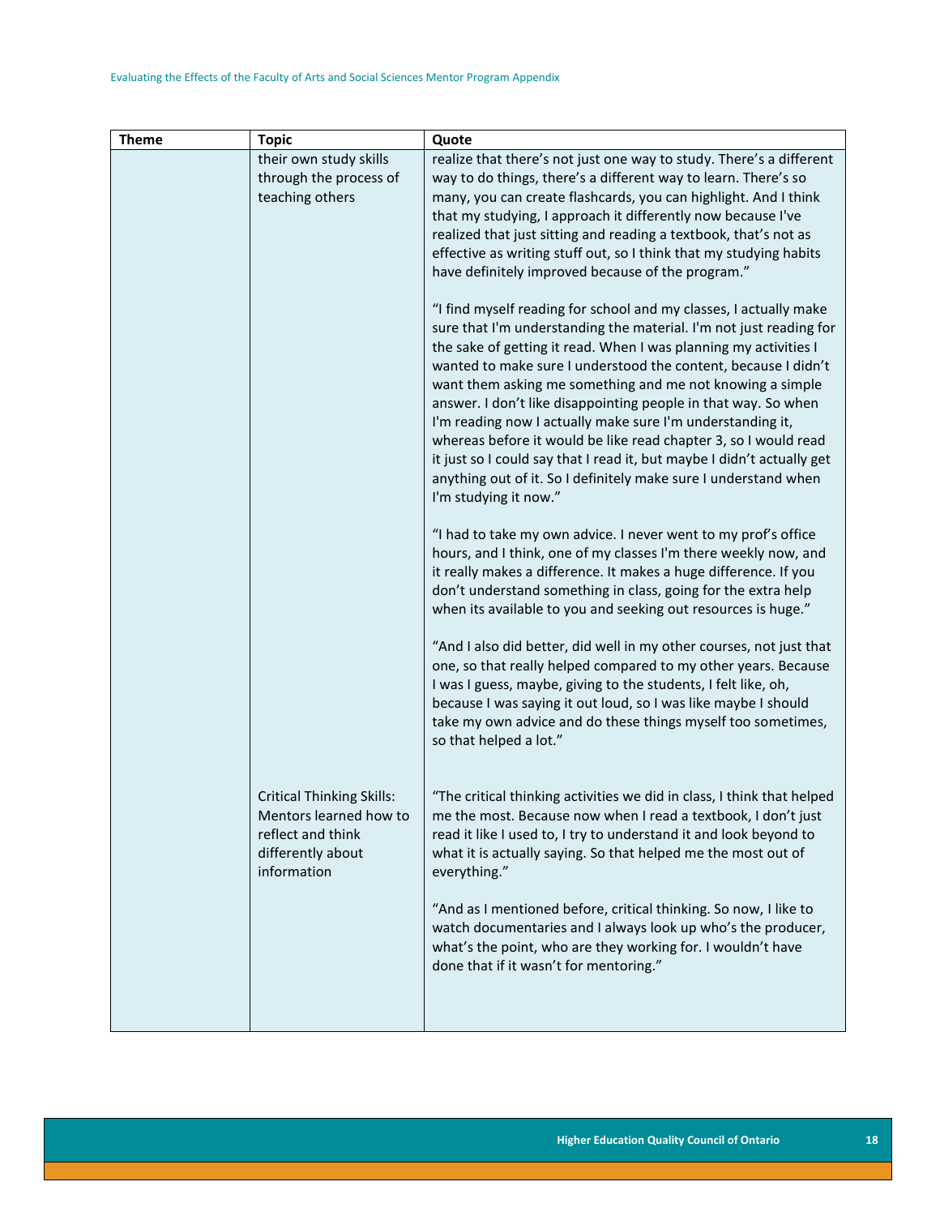| Theme | Topic | Quote |
|---|---|---|
| | their own study skills through the process of teaching others | realize that there's not just one way to study. There's a different way to do things, there's a different way to learn. There's so many, you can create flashcards, you can highlight. And I think that my studying, I approach it differently now because I've realized that just sitting and reading a textbook, that's not as effective as writing stuff out, so I think that my studying habits have definitely improved because of the program."<br><br>"I find myself reading for school and my classes, I actually make sure that I'm understanding the material. I'm not just reading for the sake of getting it read. When I was planning my activities I wanted to make sure I understood the content, because I didn't want them asking me something and me not knowing a simple answer. I don't like disappointing people in that way. So when I'm reading now I actually make sure I'm understanding it, whereas before it would be like read chapter 3, so I would read it just so I could say that I read it, but maybe I didn't actually get anything out of it. So I definitely make sure I understand when I'm studying it now."<br><br>"I had to take my own advice. I never went to my prof's office hours, and I think, one of my classes I'm there weekly now, and it really makes a difference. It makes a huge difference. If you don't understand something in class, going for the extra help when its available to you and seeking out resources is huge."<br><br>"And I also did better, did well in my other courses, not just that one, so that really helped compared to my other years. Because I was I guess, maybe, giving to the students, I felt like, oh, because I was saying it out loud, so I was like maybe I should take my own advice and do these things myself too sometimes, so that helped a lot." |
| | Critical Thinking Skills: Mentors learned how to reflect and think differently about information | "The critical thinking activities we did in class, I think that helped me the most. Because now when I read a textbook, I don't just read it like I used to, I try to understand it and look beyond to what it is actually saying. So that helped me the most out of everything."<br><br>"And as I mentioned before, critical thinking. So now, I like to watch documentaries and I always look up who's the producer, what's the point, who are they working for. I wouldn't have done that if it wasn't for mentoring." |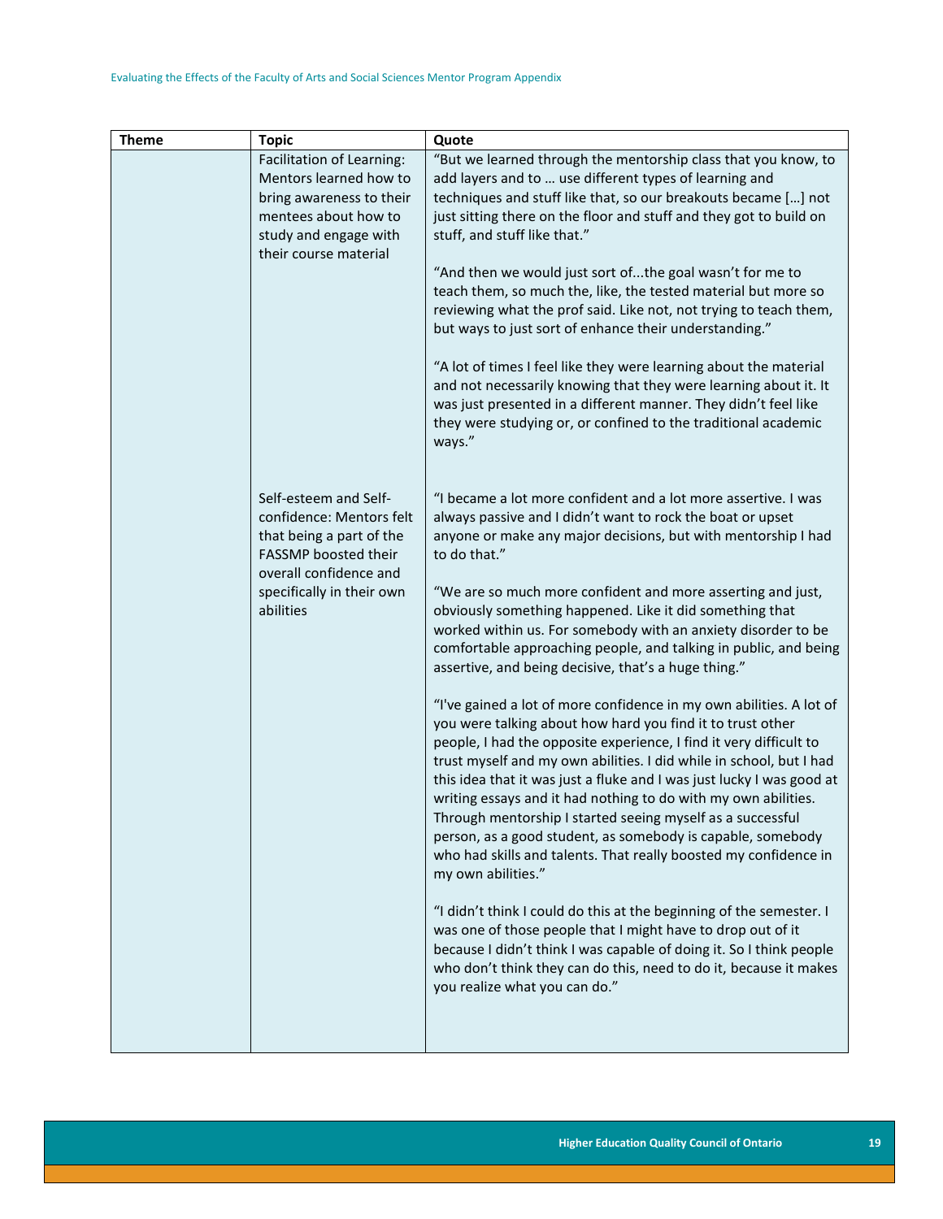| Theme | Topic | Quote |
|---|---|---|
| | Facilitation of Learning: Mentors learned how to bring awareness to their mentees about how to study and engage with their course material | "But we learned through the mentorship class that you know, to add layers and to … use different types of learning and techniques and stuff like that, so our breakouts became […] not just sitting there on the floor and stuff and they got to build on stuff, and stuff like that."<br><br>"And then we would just sort of...the goal wasn't for me to teach them, so much the, like, the tested material but more so reviewing what the prof said. Like not, not trying to teach them, but ways to just sort of enhance their understanding."<br><br>"A lot of times I feel like they were learning about the material and not necessarily knowing that they were learning about it. It was just presented in a different manner. They didn't feel like they were studying or, or confined to the traditional academic ways." |
| | Self-esteem and Self-confidence: Mentors felt that being a part of the FASSMP boosted their overall confidence and specifically in their own abilities | "I became a lot more confident and a lot more assertive. I was always passive and I didn't want to rock the boat or upset anyone or make any major decisions, but with mentorship I had to do that."<br><br>"We are so much more confident and more asserting and just, obviously something happened. Like it did something that worked within us. For somebody with an anxiety disorder to be comfortable approaching people, and talking in public, and being assertive, and being decisive, that's a huge thing."<br><br>"I've gained a lot of more confidence in my own abilities. A lot of you were talking about how hard you find it to trust other people, I had the opposite experience, I find it very difficult to trust myself and my own abilities. I did while in school, but I had this idea that it was just a fluke and I was just lucky I was good at writing essays and it had nothing to do with my own abilities. Through mentorship I started seeing myself as a successful person, as a good student, as somebody is capable, somebody who had skills and talents. That really boosted my confidence in my own abilities."<br><br>"I didn't think I could do this at the beginning of the semester. I was one of those people that I might have to drop out of it because I didn't think I was capable of doing it. So I think people who don't think they can do this, need to do it, because it makes you realize what you can do." |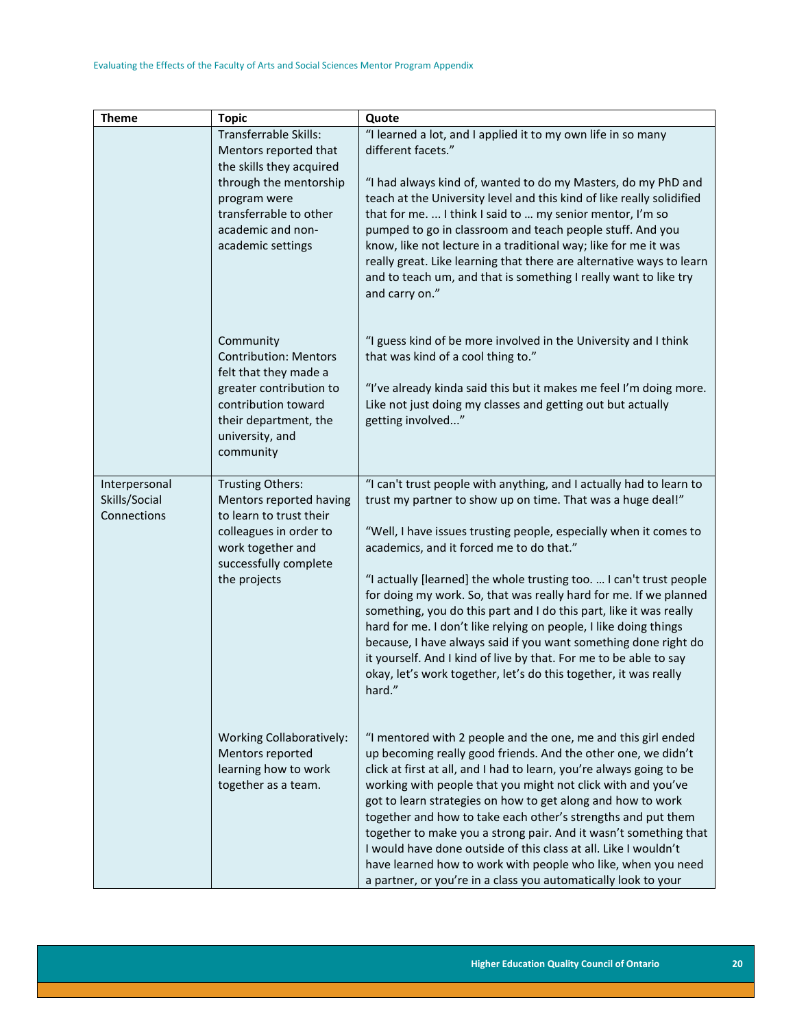| Theme | Topic | Quote |
|---|---|---|
| | Transferrable Skills: Mentors reported that the skills they acquired through the mentorship program were transferrable to other academic and non-academic settings | “I learned a lot, and I applied it to my own life in so many different facets.”<br><br>“I had always kind of, wanted to do my Masters, do my PhD and teach at the University level and this kind of like really solidified that for me. ... I think I said to … my senior mentor, I’m so pumped to go in classroom and teach people stuff. And you know, like not lecture in a traditional way; like for me it was really great. Like learning that there are alternative ways to learn and to teach um, and that is something I really want to like try and carry on.” |
| | Community Contribution: Mentors felt that they made a greater contribution to contribution toward their department, the university, and community | “I guess kind of be more involved in the University and I think that was kind of a cool thing to.”<br><br>“I’ve already kinda said this but it makes me feel I’m doing more. Like not just doing my classes and getting out but actually getting involved...” |
| Interpersonal Skills/Social Connections | Trusting Others: Mentors reported having to learn to trust their colleagues in order to work together and successfully complete the projects | “I can't trust people with anything, and I actually had to learn to trust my partner to show up on time. That was a huge deal!”<br><br>“Well, I have issues trusting people, especially when it comes to academics, and it forced me to do that.”<br><br>“I actually [learned] the whole trusting too. … I can't trust people for doing my work. So, that was really hard for me. If we planned something, you do this part and I do this part, like it was really hard for me. I don’t like relying on people, I like doing things because, I have always said if you want something done right do it yourself. And I kind of live by that. For me to be able to say okay, let’s work together, let’s do this together, it was really hard.” |
| | Working Collaboratively: Mentors reported learning how to work together as a team. | “I mentored with 2 people and the one, me and this girl ended up becoming really good friends. And the other one, we didn’t click at first at all, and I had to learn, you’re always going to be working with people that you might not click with and you’ve got to learn strategies on how to get along and how to work together and how to take each other’s strengths and put them together to make you a strong pair. And it wasn’t something that I would have done outside of this class at all. Like I wouldn’t have learned how to work with people who like, when you need a partner, or you’re in a class you automatically look to your |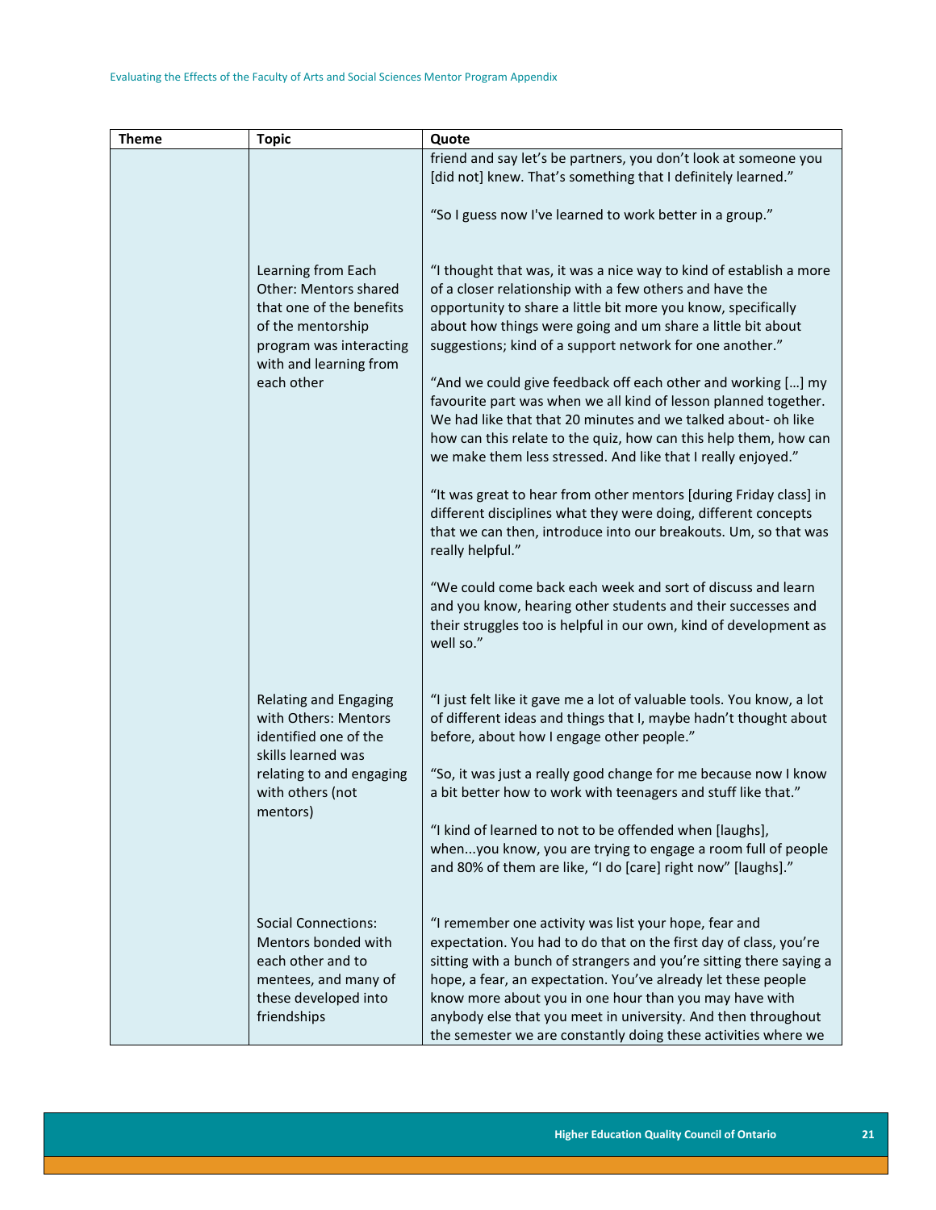| Theme | Topic | Quote |
|---|---|---|
| | | friend and say let's be partners, you don't look at someone you [did not] knew. That's something that I definitely learned."<br><br>"So I guess now I've learned to work better in a group." |
| | Learning from Each Other: Mentors shared that one of the benefits of the mentorship program was interacting with and learning from each other | "I thought that was, it was a nice way to kind of establish a more of a closer relationship with a few others and have the opportunity to share a little bit more you know, specifically about how things were going and um share a little bit about suggestions; kind of a support network for one another."<br><br>"And we could give feedback off each other and working […] my favourite part was when we all kind of lesson planned together. We had like that that 20 minutes and we talked about- oh like how can this relate to the quiz, how can this help them, how can we make them less stressed. And like that I really enjoyed."<br><br>"It was great to hear from other mentors [during Friday class] in different disciplines what they were doing, different concepts that we can then, introduce into our breakouts. Um, so that was really helpful."<br><br>"We could come back each week and sort of discuss and learn and you know, hearing other students and their successes and their struggles too is helpful in our own, kind of development as well so." |
| | Relating and Engaging with Others: Mentors identified one of the skills learned was relating to and engaging with others (not mentors) | "I just felt like it gave me a lot of valuable tools. You know, a lot of different ideas and things that I, maybe hadn't thought about before, about how I engage other people."<br><br>"So, it was just a really good change for me because now I know a bit better how to work with teenagers and stuff like that."<br><br>"I kind of learned to not to be offended when [laughs], when...you know, you are trying to engage a room full of people and 80% of them are like, "I do [care] right now" [laughs]." |
| | Social Connections: Mentors bonded with each other and to mentees, and many of these developed into friendships | "I remember one activity was list your hope, fear and expectation. You had to do that on the first day of class, you're sitting with a bunch of strangers and you're sitting there saying a hope, a fear, an expectation. You've already let these people know more about you in one hour than you may have with anybody else that you meet in university. And then throughout the semester we are constantly doing these activities where we |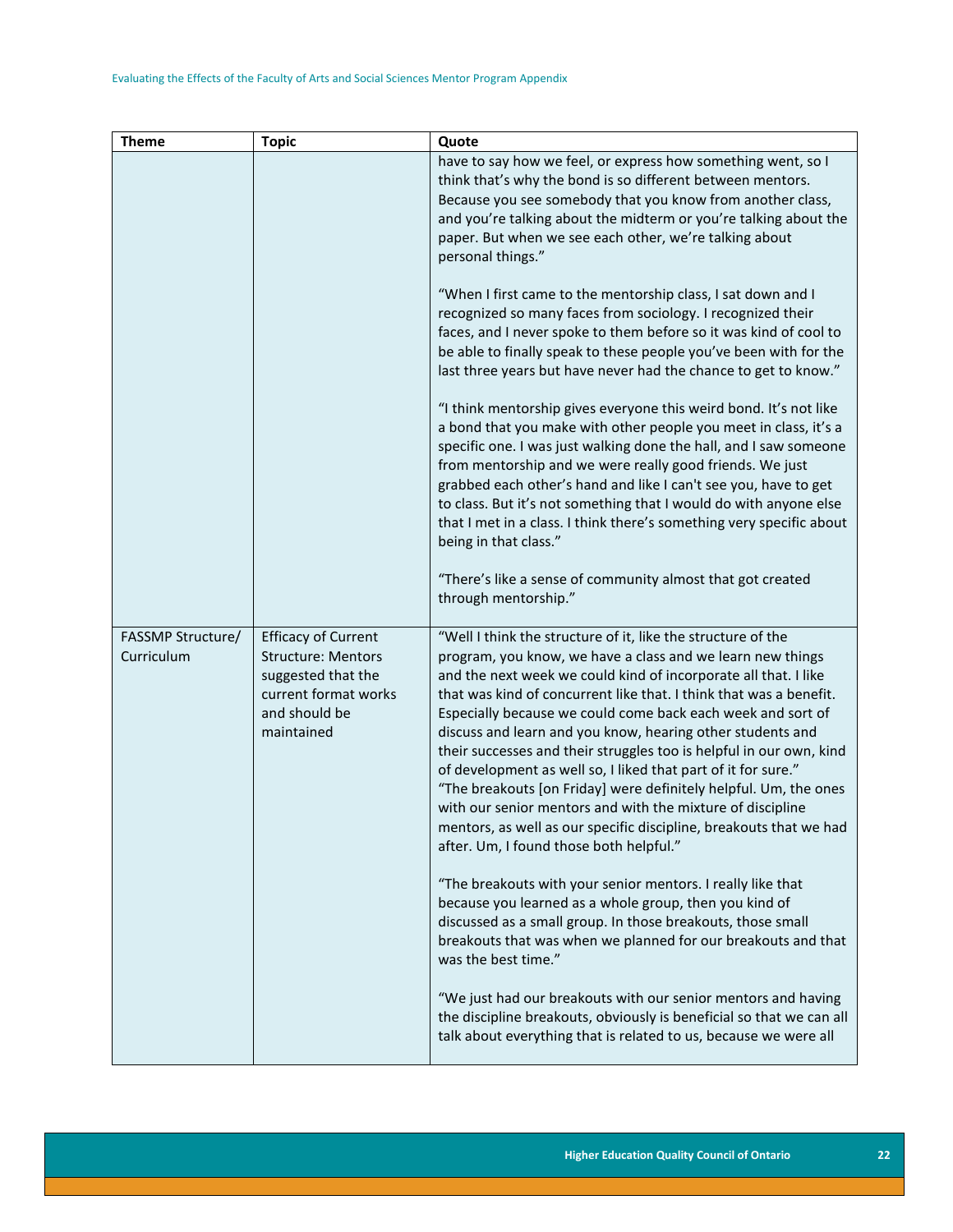| Theme | Topic | Quote |
|---|---|---|
| | | have to say how we feel, or express how something went, so I think that's why the bond is so different between mentors. Because you see somebody that you know from another class, and you're talking about the midterm or you're talking about the paper. But when we see each other, we're talking about personal things."<br><br>"When I first came to the mentorship class, I sat down and I recognized so many faces from sociology. I recognized their faces, and I never spoke to them before so it was kind of cool to be able to finally speak to these people you've been with for the last three years but have never had the chance to get to know."<br><br>"I think mentorship gives everyone this weird bond. It's not like a bond that you make with other people you meet in class, it's a specific one. I was just walking done the hall, and I saw someone from mentorship and we were really good friends. We just grabbed each other's hand and like I can't see you, have to get to class. But it's not something that I would do with anyone else that I met in a class. I think there's something very specific about being in that class."<br><br>"There's like a sense of community almost that got created through mentorship." |
| FASSMP Structure/ Curriculum | Efficacy of Current Structure: Mentors suggested that the current format works and should be maintained | "Well I think the structure of it, like the structure of the program, you know, we have a class and we learn new things and the next week we could kind of incorporate all that. I like that was kind of concurrent like that. I think that was a benefit. Especially because we could come back each week and sort of discuss and learn and you know, hearing other students and their successes and their struggles too is helpful in our own, kind of development as well so, I liked that part of it for sure."<br>"The breakouts [on Friday] were definitely helpful. Um, the ones with our senior mentors and with the mixture of discipline mentors, as well as our specific discipline, breakouts that we had after. Um, I found those both helpful."<br><br>"The breakouts with your senior mentors. I really like that because you learned as a whole group, then you kind of discussed as a small group. In those breakouts, those small breakouts that was when we planned for our breakouts and that was the best time."<br><br>"We just had our breakouts with our senior mentors and having the discipline breakouts, obviously is beneficial so that we can all talk about everything that is related to us, because we were all |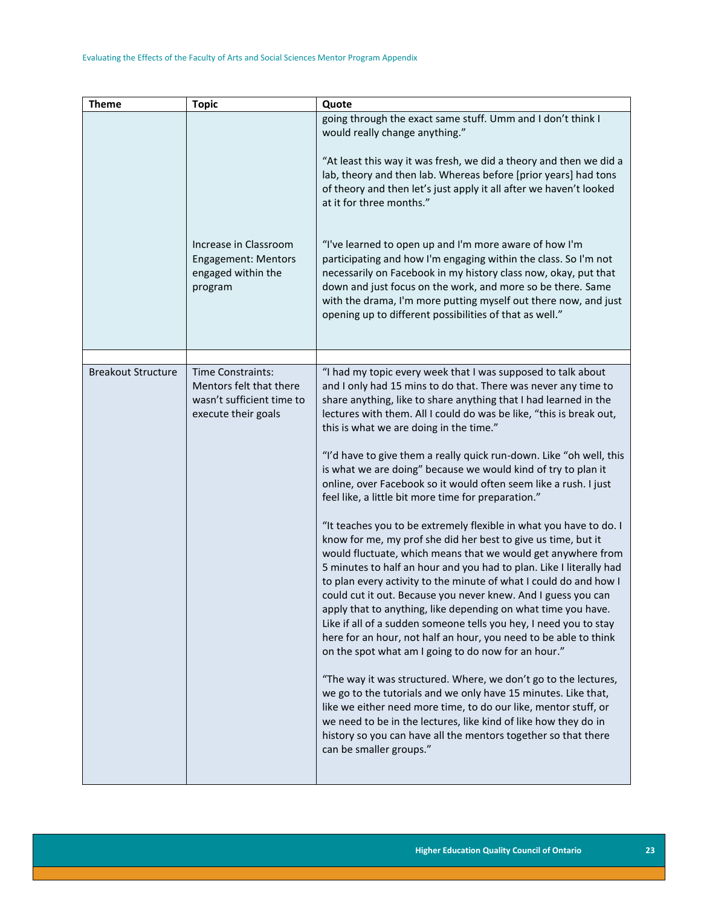| Theme | Topic | Quote |
| --- | --- | --- |
| | | going through the exact same stuff. Umm and I don't think I would really change anything." "At least this way it was fresh, we did a theory and then we did a lab, theory and then lab. Whereas before [prior years] had tons of theory and then let's just apply it all after we haven't looked at it for three months." |
| | Increase in Classroom Engagement: Mentors engaged within the program | "I've learned to open up and I'm more aware of how I'm participating and how I'm engaging within the class. So I'm not necessarily on Facebook in my history class now, okay, put that down and just focus on the work, and more so be there. Same with the drama, I'm more putting myself out there now, and just opening up to different possibilities of that as well." |
| | | |
| Breakout Structure | Time Constraints: Mentors felt that there wasn't sufficient time to execute their goals | "I had my topic every week that I was supposed to talk about and I only had 15 mins to do that. There was never any time to share anything, like to share anything that I had learned in the lectures with them. All I could do was be like, "this is break out, this is what we are doing in the time." "I'd have to give them a really quick run-down. Like "oh well, this is what we are doing" because we would kind of try to plan it online, over Facebook so it would often seem like a rush. I just feel like, a little bit more time for preparation." "It teaches you to be extremely flexible in what you have to do. I know for me, my prof she did her best to give us time, but it would fluctuate, which means that we would get anywhere from 5 minutes to half an hour and you had to plan. Like I literally had to plan every activity to the minute of what I could do and how I could cut it out. Because you never knew. And I guess you can apply that to anything, like depending on what time you have. Like if all of a sudden someone tells you hey, I need you to stay here for an hour, not half an hour, you need to be able to think on the spot what am I going to do now for an hour." "The way it was structured. Where, we don't go to the lectures, we go to the tutorials and we only have 15 minutes. Like that, like we either need more time, to do our like, mentor stuff, or we need to be in the lectures, like kind of like how they do in history so you can have all the mentors together so that there can be smaller groups." |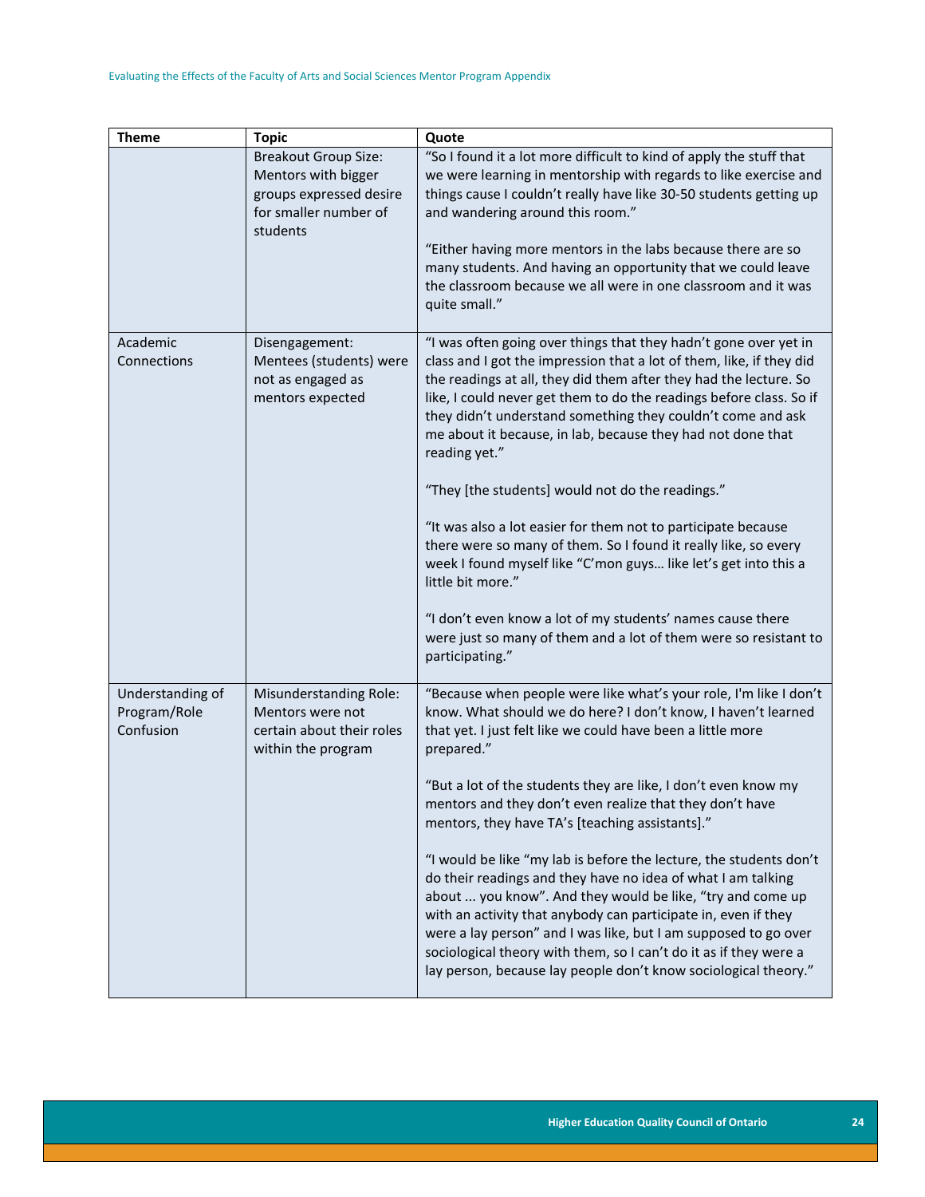| Theme | Topic | Quote |
|---|---|---|
| | Breakout Group Size: Mentors with bigger groups expressed desire for smaller number of students | "So I found it a lot more difficult to kind of apply the stuff that we were learning in mentorship with regards to like exercise and things cause I couldn't really have like 30-50 students getting up and wandering around this room." <br><br> "Either having more mentors in the labs because there are so many students. And having an opportunity that we could leave the classroom because we all were in one classroom and it was quite small." |
| Academic Connections | Disengagement: Mentees (students) were not as engaged as mentors expected | "I was often going over things that they hadn't gone over yet in class and I got the impression that a lot of them, like, if they did the readings at all, they did them after they had the lecture. So like, I could never get them to do the readings before class. So if they didn't understand something they couldn't come and ask me about it because, in lab, because they had not done that reading yet." <br><br> "They [the students] would not do the readings." <br><br> "It was also a lot easier for them not to participate because there were so many of them. So I found it really like, so every week I found myself like "C'mon guys… like let's get into this a little bit more." <br><br> "I don't even know a lot of my students' names cause there were just so many of them and a lot of them were so resistant to participating." |
| Understanding of Program/Role Confusion | Misunderstanding Role: Mentors were not certain about their roles within the program | "Because when people were like what's your role, I'm like I don't know. What should we do here? I don't know, I haven't learned that yet. I just felt like we could have been a little more prepared." <br><br> "But a lot of the students they are like, I don't even know my mentors and they don't even realize that they don't have mentors, they have TA's [teaching assistants]." <br><br> "I would be like "my lab is before the lecture, the students don't do their readings and they have no idea of what I am talking about ... you know". And they would be like, "try and come up with an activity that anybody can participate in, even if they were a lay person" and I was like, but I am supposed to go over sociological theory with them, so I can't do it as if they were a lay person, because lay people don't know sociological theory." |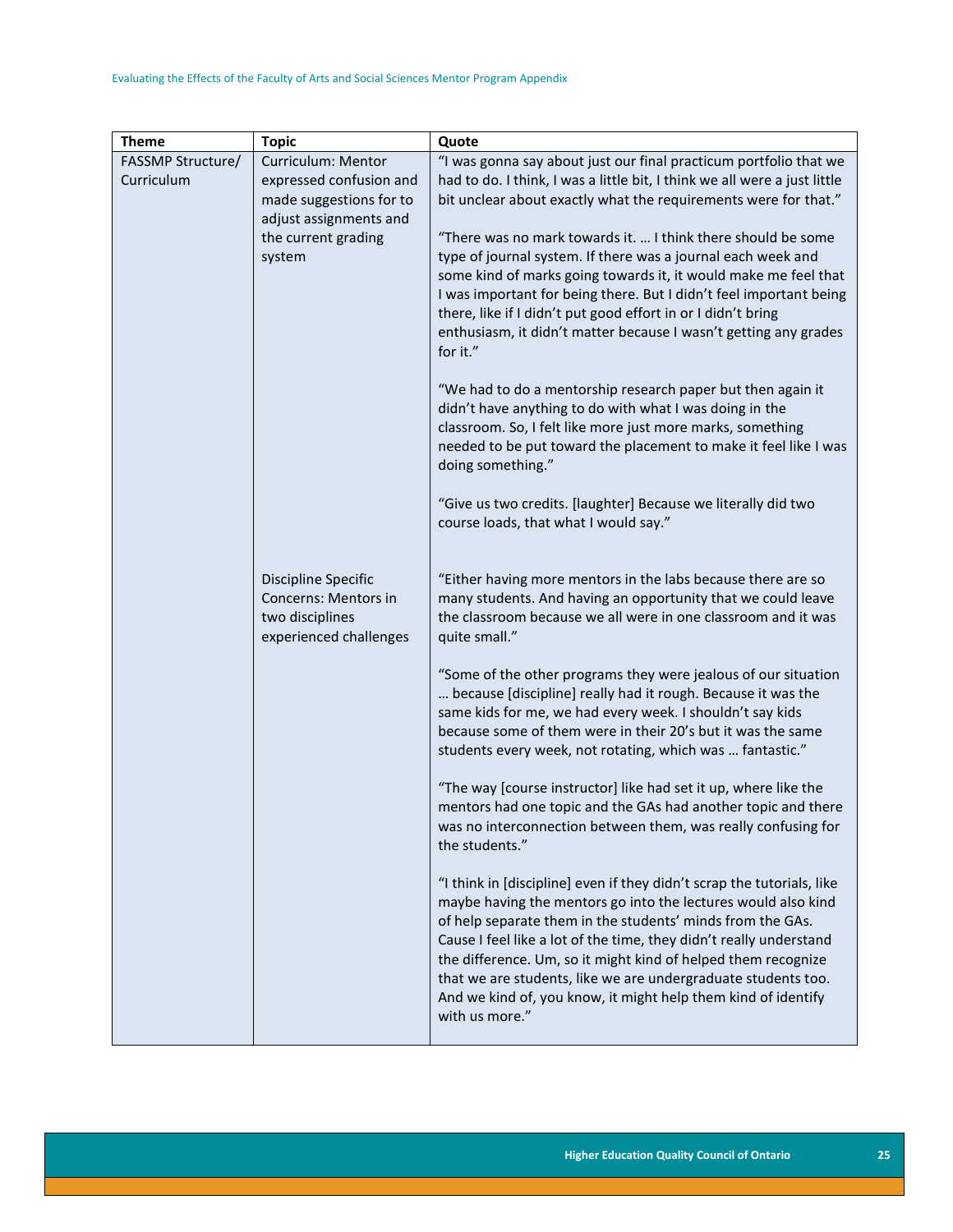| Theme | Topic | Quote |
|---|---|---|
| FASSMP Structure/ Curriculum | Curriculum: Mentor expressed confusion and made suggestions for to adjust assignments and the current grading system | "I was gonna say about just our final practicum portfolio that we had to do. I think, I was a little bit, I think we all were a just little bit unclear about exactly what the requirements were for that." <br><br> "There was no mark towards it. … I think there should be some type of journal system. If there was a journal each week and some kind of marks going towards it, it would make me feel that I was important for being there. But I didn't feel important being there, like if I didn't put good effort in or I didn't bring enthusiasm, it didn't matter because I wasn't getting any grades for it." <br><br> "We had to do a mentorship research paper but then again it didn't have anything to do with what I was doing in the classroom. So, I felt like more just more marks, something needed to be put toward the placement to make it feel like I was doing something." <br><br> "Give us two credits. [laughter] Because we literally did two course loads, that what I would say." |
| | Discipline Specific Concerns: Mentors in two disciplines experienced challenges | "Either having more mentors in the labs because there are so many students. And having an opportunity that we could leave the classroom because we all were in one classroom and it was quite small." <br><br> "Some of the other programs they were jealous of our situation … because [discipline] really had it rough. Because it was the same kids for me, we had every week. I shouldn't say kids because some of them were in their 20's but it was the same students every week, not rotating, which was … fantastic." <br><br> "The way [course instructor] like had set it up, where like the mentors had one topic and the GAs had another topic and there was no interconnection between them, was really confusing for the students." <br><br> "I think in [discipline] even if they didn't scrap the tutorials, like maybe having the mentors go into the lectures would also kind of help separate them in the students' minds from the GAs. Cause I feel like a lot of the time, they didn't really understand the difference. Um, so it might kind of helped them recognize that we are students, like we are undergraduate students too. And we kind of, you know, it might help them kind of identify with us more." |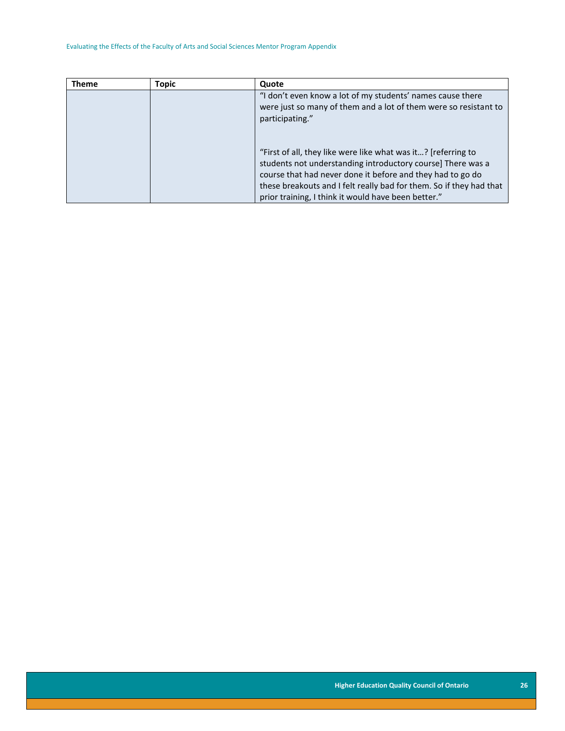| Theme | Topic | Quote |
|---|---|---|
| | | "I don't even know a lot of my students' names cause there were just so many of them and a lot of them were so resistant to participating."<br><br>"First of all, they like were like what was it…? [referring to students not understanding introductory course] There was a course that had never done it before and they had to go do these breakouts and I felt really bad for them. So if they had that prior training, I think it would have been better." |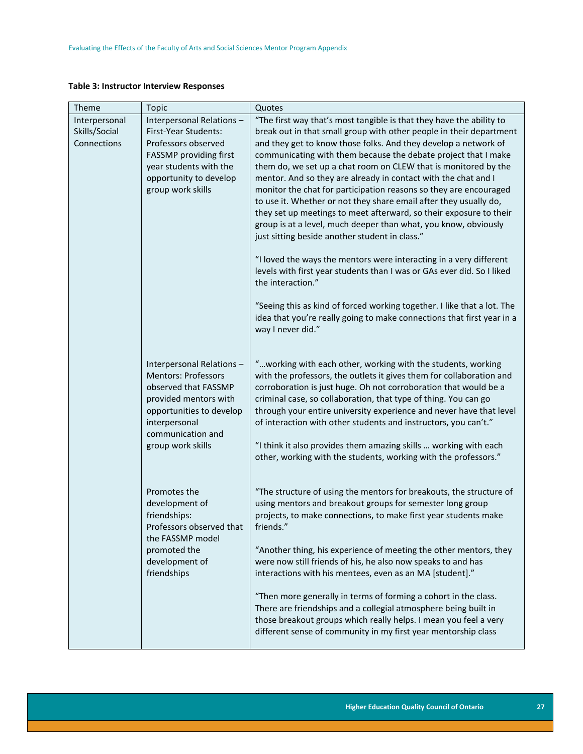**Table 3: Instructor Interview Responses**

| Theme | Topic | Quotes |
|---|---|---|
| Interpersonal Skills/Social Connections | Interpersonal Relations – First-Year Students: Professors observed FASSMP providing first year students with the opportunity to develop group work skills | "The first way that's most tangible is that they have the ability to break out in that small group with other people in their department and they get to know those folks. And they develop a network of communicating with them because the debate project that I make them do, we set up a chat room on CLEW that is monitored by the mentor. And so they are already in contact with the chat and I monitor the chat for participation reasons so they are encouraged to use it. Whether or not they share email after they usually do, they set up meetings to meet afterward, so their exposure to their group is at a level, much deeper than what, you know, obviously just sitting beside another student in class." <br><br> "I loved the ways the mentors were interacting in a very different levels with first year students than I was or GAs ever did. So I liked the interaction." <br><br> "Seeing this as kind of forced working together. I like that a lot. The idea that you're really going to make connections that first year in a way I never did." |
| | Interpersonal Relations – Mentors: Professors observed that FASSMP provided mentors with opportunities to develop interpersonal communication and group work skills | "…working with each other, working with the students, working with the professors, the outlets it gives them for collaboration and corroboration is just huge. Oh not corroboration that would be a criminal case, so collaboration, that type of thing. You can go through your entire university experience and never have that level of interaction with other students and instructors, you can't." <br><br> "I think it also provides them amazing skills … working with each other, working with the students, working with the professors." |
| | Promotes the development of friendships: Professors observed that the FASSMP model promoted the development of friendships | "The structure of using the mentors for breakouts, the structure of using mentors and breakout groups for semester long group projects, to make connections, to make first year students make friends." <br><br> "Another thing, his experience of meeting the other mentors, they were now still friends of his, he also now speaks to and has interactions with his mentees, even as an MA [student]." <br><br> "Then more generally in terms of forming a cohort in the class. There are friendships and a collegial atmosphere being built in those breakout groups which really helps. I mean you feel a very different sense of community in my first year mentorship class |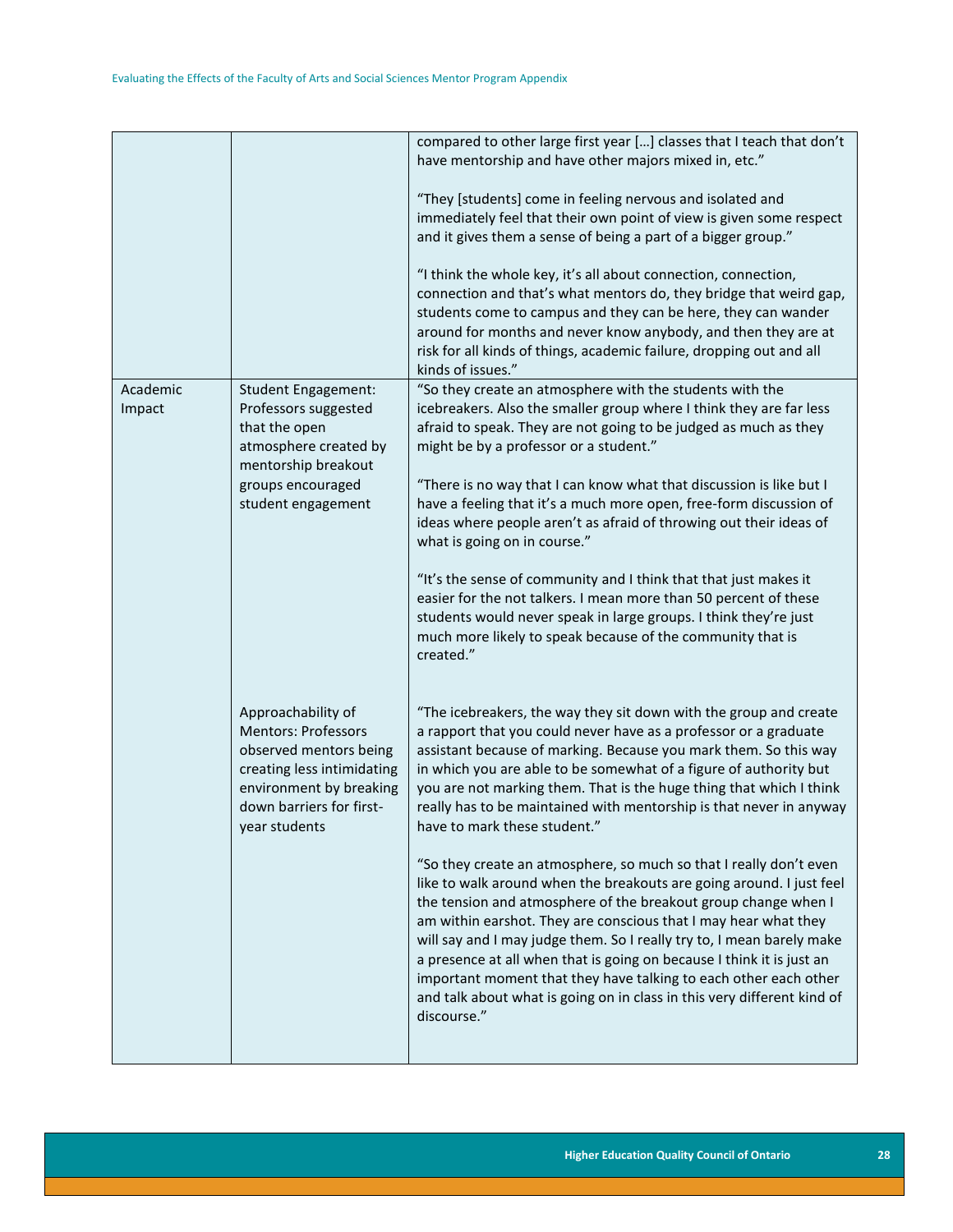| | | |
|---|---|---|
| | | compared to other large first year […] classes that I teach that don't have mentorship and have other majors mixed in, etc."<br><br>"They [students] come in feeling nervous and isolated and immediately feel that their own point of view is given some respect and it gives them a sense of being a part of a bigger group."<br><br>"I think the whole key, it's all about connection, connection, connection and that's what mentors do, they bridge that weird gap, students come to campus and they can be here, they can wander around for months and never know anybody, and then they are at risk for all kinds of things, academic failure, dropping out and all kinds of issues." |
| Academic Impact | Student Engagement: Professors suggested that the open atmosphere created by mentorship breakout groups encouraged student engagement | "So they create an atmosphere with the students with the icebreakers. Also the smaller group where I think they are far less afraid to speak. They are not going to be judged as much as they might be by a professor or a student."<br><br>"There is no way that I can know what that discussion is like but I have a feeling that it's a much more open, free-form discussion of ideas where people aren't as afraid of throwing out their ideas of what is going on in course."<br><br>"It's the sense of community and I think that that just makes it easier for the not talkers. I mean more than 50 percent of these students would never speak in large groups. I think they're just much more likely to speak because of the community that is created." |
| | Approachability of Mentors: Professors observed mentors being creating less intimidating environment by breaking down barriers for first-year students | "The icebreakers, the way they sit down with the group and create a rapport that you could never have as a professor or a graduate assistant because of marking. Because you mark them. So this way in which you are able to be somewhat of a figure of authority but you are not marking them. That is the huge thing that which I think really has to be maintained with mentorship is that never in anyway have to mark these student."<br><br>"So they create an atmosphere, so much so that I really don't even like to walk around when the breakouts are going around. I just feel the tension and atmosphere of the breakout group change when I am within earshot. They are conscious that I may hear what they will say and I may judge them. So I really try to, I mean barely make a presence at all when that is going on because I think it is just an important moment that they have talking to each other each other and talk about what is going on in class in this very different kind of discourse." |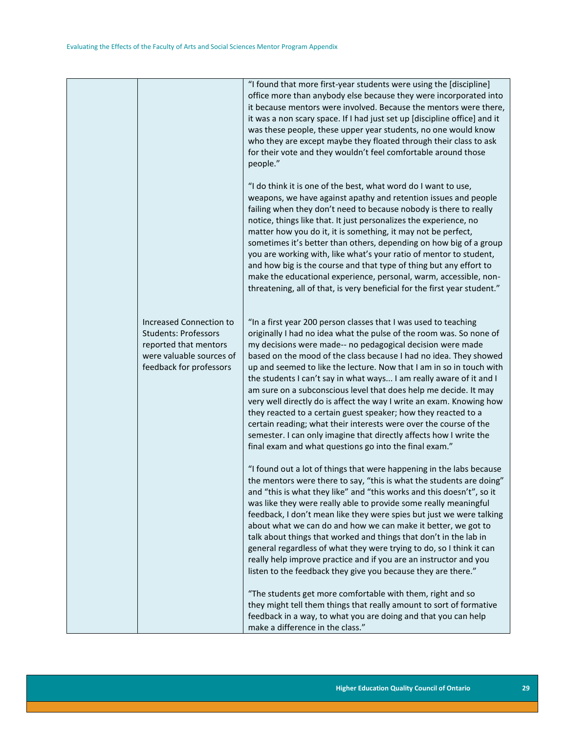| | | |
|---|---|---|
| | | "I found that more first-year students were using the [discipline] office more than anybody else because they were incorporated into it because mentors were involved. Because the mentors were there, it was a non scary space. If I had just set up [discipline office] and it was these people, these upper year students, no one would know who they are except maybe they floated through their class to ask for their vote and they wouldn't feel comfortable around those people."<br><br>"I do think it is one of the best, what word do I want to use, weapons, we have against apathy and retention issues and people failing when they don't need to because nobody is there to really notice, things like that. It just personalizes the experience, no matter how you do it, it is something, it may not be perfect, sometimes it's better than others, depending on how big of a group you are working with, like what's your ratio of mentor to student, and how big is the course and that type of thing but any effort to make the educational experience, personal, warm, accessible, non-threatening, all of that, is very beneficial for the first year student." |
| | Increased Connection to Students: Professors reported that mentors were valuable sources of feedback for professors | "In a first year 200 person classes that I was used to teaching originally I had no idea what the pulse of the room was. So none of my decisions were made-- no pedagogical decision were made based on the mood of the class because I had no idea. They showed up and seemed to like the lecture. Now that I am in so in touch with the students I can't say in what ways... I am really aware of it and I am sure on a subconscious level that does help me decide. It may very well directly do is affect the way I write an exam. Knowing how they reacted to a certain guest speaker; how they reacted to a certain reading; what their interests were over the course of the semester. I can only imagine that directly affects how I write the final exam and what questions go into the final exam."<br><br>"I found out a lot of things that were happening in the labs because the mentors were there to say, "this is what the students are doing" and "this is what they like" and "this works and this doesn't", so it was like they were really able to provide some really meaningful feedback, I don't mean like they were spies but just we were talking about what we can do and how we can make it better, we got to talk about things that worked and things that don't in the lab in general regardless of what they were trying to do, so I think it can really help improve practice and if you are an instructor and you listen to the feedback they give you because they are there."<br><br>"The students get more comfortable with them, right and so they might tell them things that really amount to sort of formative feedback in a way, to what you are doing and that you can help make a difference in the class." |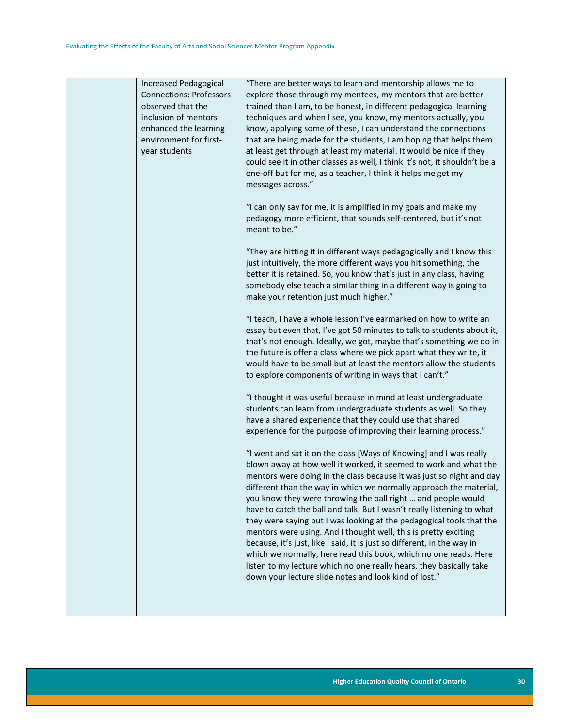| | | |
|---|---|---|
| | Increased Pedagogical Connections: Professors observed that the inclusion of mentors enhanced the learning environment for first-year students | "There are better ways to learn and mentorship allows me to explore those through my mentees, my mentors that are better trained than I am, to be honest, in different pedagogical learning techniques and when I see, you know, my mentors actually, you know, applying some of these, I can understand the connections that are being made for the students, I am hoping that helps them at least get through at least my material. It would be nice if they could see it in other classes as well, I think it's not, it shouldn't be a one-off but for me, as a teacher, I think it helps me get my messages across."<br><br>"I can only say for me, it is amplified in my goals and make my pedagogy more efficient, that sounds self-centered, but it's not meant to be."<br><br>"They are hitting it in different ways pedagogically and I know this just intuitively, the more different ways you hit something, the better it is retained. So, you know that's just in any class, having somebody else teach a similar thing in a different way is going to make your retention just much higher."<br><br>"I teach, I have a whole lesson I've earmarked on how to write an essay but even that, I've got 50 minutes to talk to students about it, that's not enough. Ideally, we got, maybe that's something we do in the future is offer a class where we pick apart what they write, it would have to be small but at least the mentors allow the students to explore components of writing in ways that I can't."<br><br>"I thought it was useful because in mind at least undergraduate students can learn from undergraduate students as well. So they have a shared experience that they could use that shared experience for the purpose of improving their learning process."<br><br>"I went and sat it on the class [Ways of Knowing] and I was really blown away at how well it worked, it seemed to work and what the mentors were doing in the class because it was just so night and day different than the way in which we normally approach the material, you know they were throwing the ball right … and people would have to catch the ball and talk. But I wasn't really listening to what they were saying but I was looking at the pedagogical tools that the mentors were using. And I thought well, this is pretty exciting because, it's just, like I said, it is just so different, in the way in which we normally, here read this book, which no one reads. Here listen to my lecture which no one really hears, they basically take down your lecture slide notes and look kind of lost." |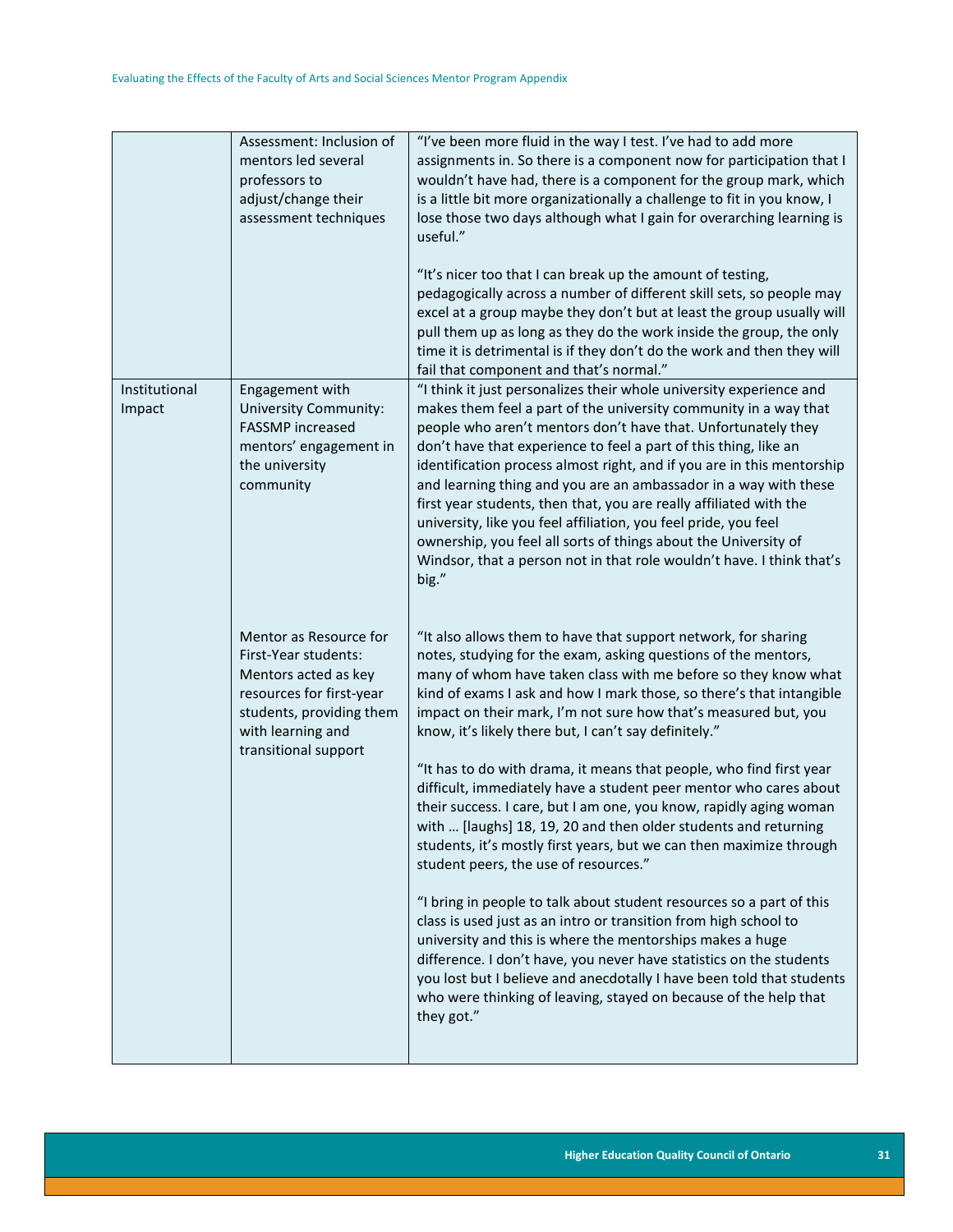| | | |
|---|---|---|
| | Assessment: Inclusion of mentors led several professors to adjust/change their assessment techniques | "I've been more fluid in the way I test. I've had to add more assignments in. So there is a component now for participation that I wouldn't have had, there is a component for the group mark, which is a little bit more organizationally a challenge to fit in you know, I lose those two days although what I gain for overarching learning is useful."<br><br>"It's nicer too that I can break up the amount of testing, pedagogically across a number of different skill sets, so people may excel at a group maybe they don't but at least the group usually will pull them up as long as they do the work inside the group, the only time it is detrimental is if they don't do the work and then they will fail that component and that's normal." |
| Institutional Impact | Engagement with University Community: FASSMP increased mentors' engagement in the university community | "I think it just personalizes their whole university experience and makes them feel a part of the university community in a way that people who aren't mentors don't have that. Unfortunately they don't have that experience to feel a part of this thing, like an identification process almost right, and if you are in this mentorship and learning thing and you are an ambassador in a way with these first year students, then that, you are really affiliated with the university, like you feel affiliation, you feel pride, you feel ownership, you feel all sorts of things about the University of Windsor, that a person not in that role wouldn't have. I think that's big." |
| | Mentor as Resource for First-Year students: Mentors acted as key resources for first-year students, providing them with learning and transitional support | "It also allows them to have that support network, for sharing notes, studying for the exam, asking questions of the mentors, many of whom have taken class with me before so they know what kind of exams I ask and how I mark those, so there's that intangible impact on their mark, I'm not sure how that's measured but, you know, it's likely there but, I can't say definitely."<br><br>"It has to do with drama, it means that people, who find first year difficult, immediately have a student peer mentor who cares about their success. I care, but I am one, you know, rapidly aging woman with … [laughs] 18, 19, 20 and then older students and returning students, it's mostly first years, but we can then maximize through student peers, the use of resources."<br><br>"I bring in people to talk about student resources so a part of this class is used just as an intro or transition from high school to university and this is where the mentorships makes a huge difference. I don't have, you never have statistics on the students you lost but I believe and anecdotally I have been told that students who were thinking of leaving, stayed on because of the help that they got." |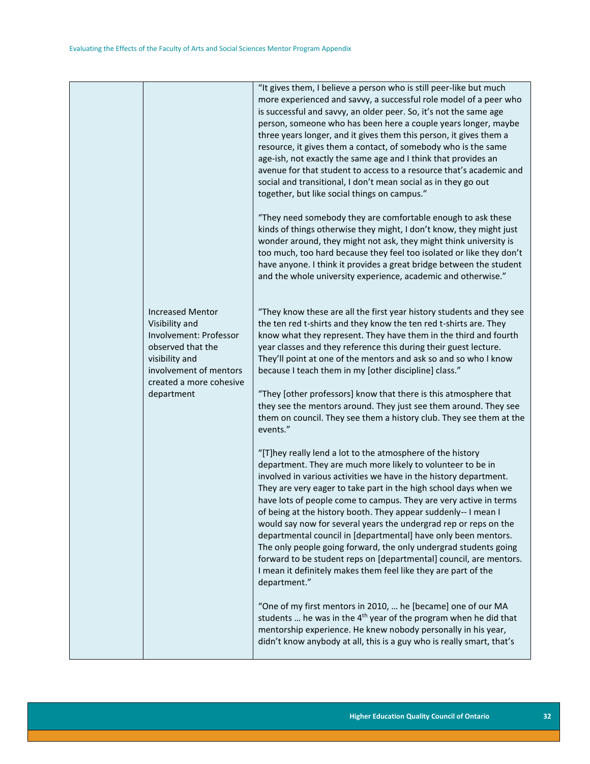| | | |
|---|---|---|
| | | "It gives them, I believe a person who is still peer-like but much more experienced and savvy, a successful role model of a peer who is successful and savvy, an older peer. So, it's not the same age person, someone who has been here a couple years longer, maybe three years longer, and it gives them this person, it gives them a resource, it gives them a contact, of somebody who is the same age-ish, not exactly the same age and I think that provides an avenue for that student to access to a resource that's academic and social and transitional, I don't mean social as in they go out together, but like social things on campus." <br><br> "They need somebody they are comfortable enough to ask these kinds of things otherwise they might, I don't know, they might just wonder around, they might not ask, they might think university is too much, too hard because they feel too isolated or like they don't have anyone. I think it provides a great bridge between the student and the whole university experience, academic and otherwise." |
| | Increased Mentor Visibility and Involvement: Professor observed that the visibility and involvement of mentors created a more cohesive department | "They know these are all the first year history students and they see the ten red t-shirts and they know the ten red t-shirts are. They know what they represent. They have them in the third and fourth year classes and they reference this during their guest lecture. They'll point at one of the mentors and ask so and so who I know because I teach them in my [other discipline] class." <br><br> "They [other professors] know that there is this atmosphere that they see the mentors around. They just see them around. They see them on council. They see them a history club. They see them at the events." <br><br> "[T]hey really lend a lot to the atmosphere of the history department. They are much more likely to volunteer to be in involved in various activities we have in the history department. They are very eager to take part in the high school days when we have lots of people come to campus. They are very active in terms of being at the history booth. They appear suddenly-- I mean I would say now for several years the undergrad rep or reps on the departmental council in [departmental] have only been mentors. The only people going forward, the only undergrad students going forward to be student reps on [departmental] council, are mentors. I mean it definitely makes them feel like they are part of the department." <br><br> "One of my first mentors in 2010, … he [became] one of our MA students … he was in the 4th year of the program when he did that mentorship experience. He knew nobody personally in his year, didn't know anybody at all, this is a guy who is really smart, that's |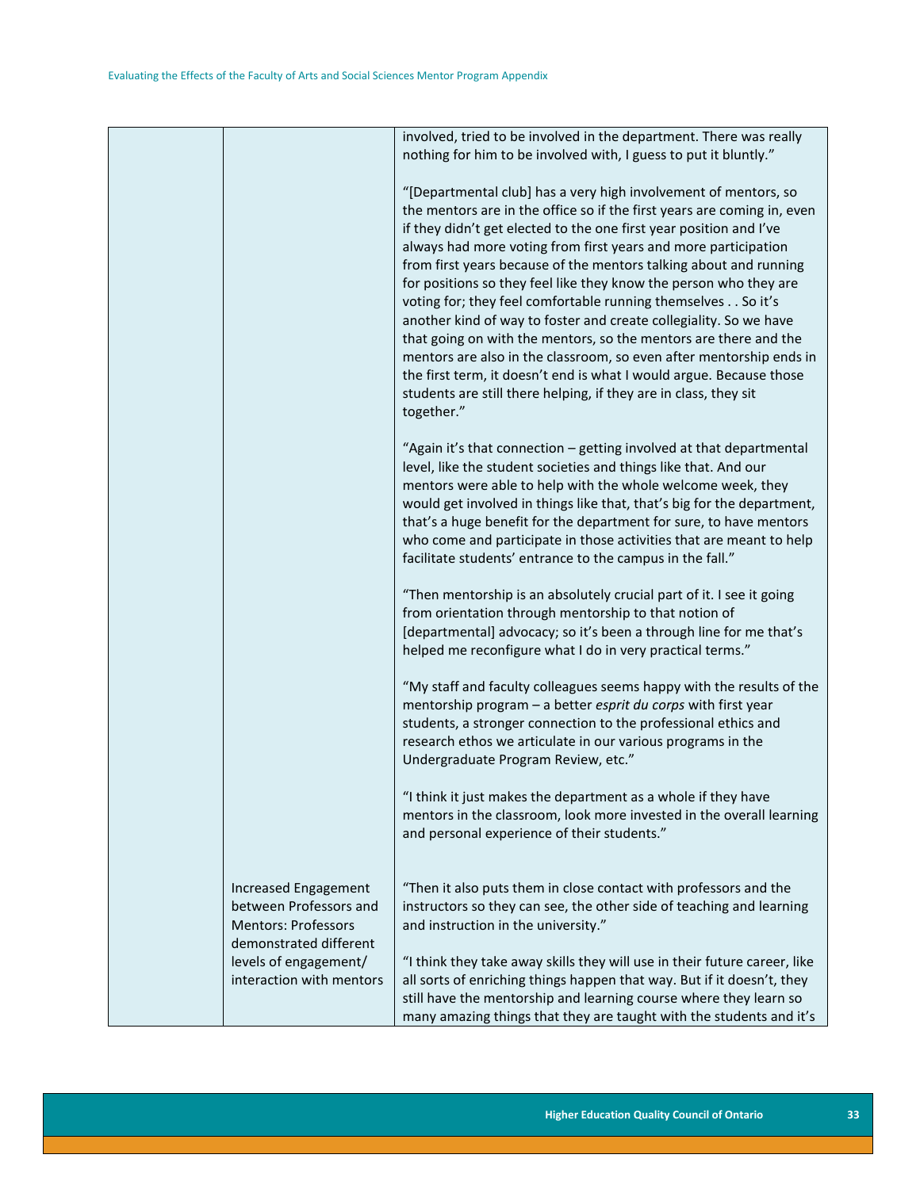| | | |
|---|---|---|
| | | involved, tried to be involved in the department. There was really nothing for him to be involved with, I guess to put it bluntly."<br><br>"[Departmental club] has a very high involvement of mentors, so the mentors are in the office so if the first years are coming in, even if they didn't get elected to the one first year position and I've always had more voting from first years and more participation from first years because of the mentors talking about and running for positions so they feel like they know the person who they are voting for; they feel comfortable running themselves . . So it's another kind of way to foster and create collegiality. So we have that going on with the mentors, so the mentors are there and the mentors are also in the classroom, so even after mentorship ends in the first term, it doesn't end is what I would argue. Because those students are still there helping, if they are in class, they sit together."<br><br>"Again it's that connection – getting involved at that departmental level, like the student societies and things like that. And our mentors were able to help with the whole welcome week, they would get involved in things like that, that's big for the department, that's a huge benefit for the department for sure, to have mentors who come and participate in those activities that are meant to help facilitate students' entrance to the campus in the fall."<br><br>"Then mentorship is an absolutely crucial part of it. I see it going from orientation through mentorship to that notion of [departmental] advocacy; so it's been a through line for me that's helped me reconfigure what I do in very practical terms."<br><br>"My staff and faculty colleagues seems happy with the results of the mentorship program – a better *esprit du corps* with first year students, a stronger connection to the professional ethics and research ethos we articulate in our various programs in the Undergraduate Program Review, etc."<br><br>"I think it just makes the department as a whole if they have mentors in the classroom, look more invested in the overall learning and personal experience of their students." |
| | Increased Engagement between Professors and Mentors: Professors demonstrated different levels of engagement/ interaction with mentors | "Then it also puts them in close contact with professors and the instructors so they can see, the other side of teaching and learning and instruction in the university."<br><br>"I think they take away skills they will use in their future career, like all sorts of enriching things happen that way. But if it doesn't, they still have the mentorship and learning course where they learn so many amazing things that they are taught with the students and it's |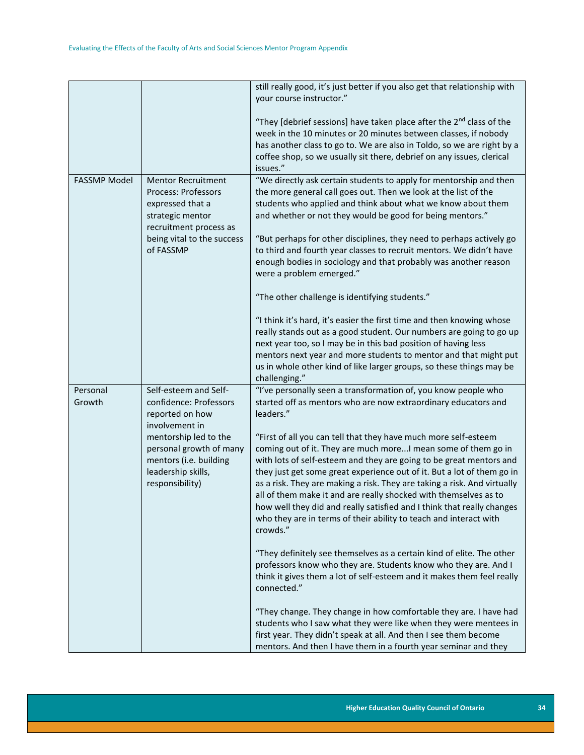| | | |
|---|---|---|
| | | still really good, it's just better if you also get that relationship with your course instructor."<br><br>"They [debrief sessions] have taken place after the 2nd class of the week in the 10 minutes or 20 minutes between classes, if nobody has another class to go to. We are also in Toldo, so we are right by a coffee shop, so we usually sit there, debrief on any issues, clerical issues." |
| FASSMP Model | Mentor Recruitment Process: Professors expressed that a strategic mentor recruitment process as being vital to the success of FASSMP | "We directly ask certain students to apply for mentorship and then the more general call goes out. Then we look at the list of the students who applied and think about what we know about them and whether or not they would be good for being mentors."<br><br>"But perhaps for other disciplines, they need to perhaps actively go to third and fourth year classes to recruit mentors. We didn't have enough bodies in sociology and that probably was another reason were a problem emerged."<br><br>"The other challenge is identifying students."<br><br>"I think it's hard, it's easier the first time and then knowing whose really stands out as a good student. Our numbers are going to go up next year too, so I may be in this bad position of having less mentors next year and more students to mentor and that might put us in whole other kind of like larger groups, so these things may be challenging." |
| Personal Growth | Self-esteem and Self-confidence: Professors reported on how involvement in mentorship led to the personal growth of many mentors (i.e. building leadership skills, responsibility) | "I've personally seen a transformation of, you know people who started off as mentors who are now extraordinary educators and leaders."<br><br>"First of all you can tell that they have much more self-esteem coming out of it. They are much more...I mean some of them go in with lots of self-esteem and they are going to be great mentors and they just get some great experience out of it. But a lot of them go in as a risk. They are making a risk. They are taking a risk. And virtually all of them make it and are really shocked with themselves as to how well they did and really satisfied and I think that really changes who they are in terms of their ability to teach and interact with crowds."<br><br>"They definitely see themselves as a certain kind of elite. The other professors know who they are. Students know who they are. And I think it gives them a lot of self-esteem and it makes them feel really connected."<br><br>"They change. They change in how comfortable they are. I have had students who I saw what they were like when they were mentees in first year. They didn't speak at all. And then I see them become mentors. And then I have them in a fourth year seminar and they |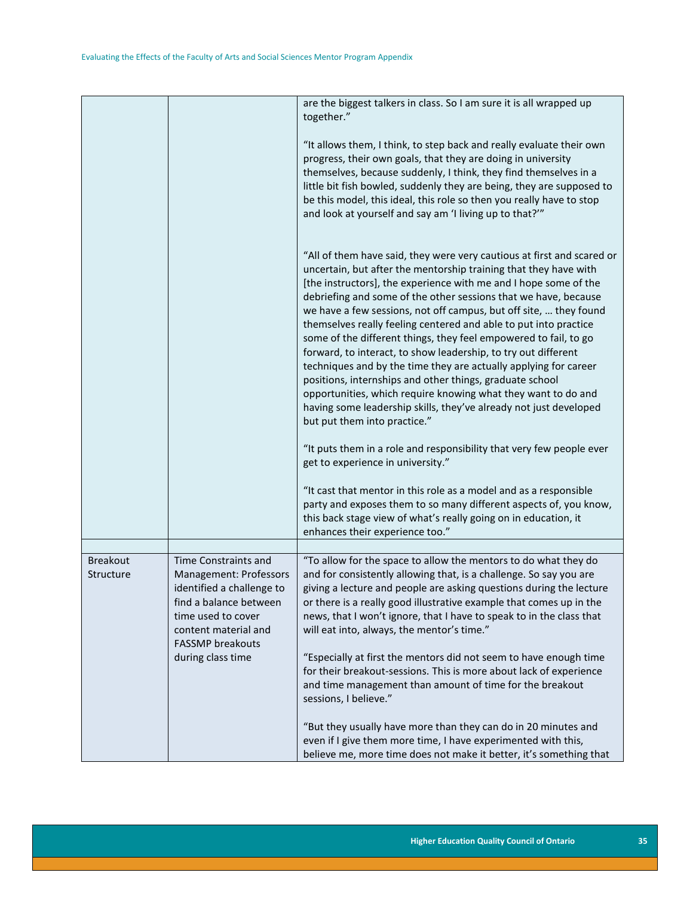| | | |
|---|---|---|
| | | are the biggest talkers in class. So I am sure it is all wrapped up together."<br><br>"It allows them, I think, to step back and really evaluate their own progress, their own goals, that they are doing in university themselves, because suddenly, I think, they find themselves in a little bit fish bowled, suddenly they are being, they are supposed to be this model, this ideal, this role so then you really have to stop and look at yourself and say am 'I living up to that?'"<br><br>"All of them have said, they were very cautious at first and scared or uncertain, but after the mentorship training that they have with [the instructors], the experience with me and I hope some of the debriefing and some of the other sessions that we have, because we have a few sessions, not off campus, but off site, … they found themselves really feeling centered and able to put into practice some of the different things, they feel empowered to fail, to go forward, to interact, to show leadership, to try out different techniques and by the time they are actually applying for career positions, internships and other things, graduate school opportunities, which require knowing what they want to do and having some leadership skills, they've already not just developed but put them into practice."<br><br>"It puts them in a role and responsibility that very few people ever get to experience in university."<br><br>"It cast that mentor in this role as a model and as a responsible party and exposes them to so many different aspects of, you know, this back stage view of what's really going on in education, it enhances their experience too." |
| | | |
| Breakout Structure | Time Constraints and Management: Professors identified a challenge to find a balance between time used to cover content material and FASSMP breakouts during class time | "To allow for the space to allow the mentors to do what they do and for consistently allowing that, is a challenge. So say you are giving a lecture and people are asking questions during the lecture or there is a really good illustrative example that comes up in the news, that I won't ignore, that I have to speak to in the class that will eat into, always, the mentor's time."<br><br>"Especially at first the mentors did not seem to have enough time for their breakout-sessions. This is more about lack of experience and time management than amount of time for the breakout sessions, I believe."<br><br>"But they usually have more than they can do in 20 minutes and even if I give them more time, I have experimented with this, believe me, more time does not make it better, it's something that |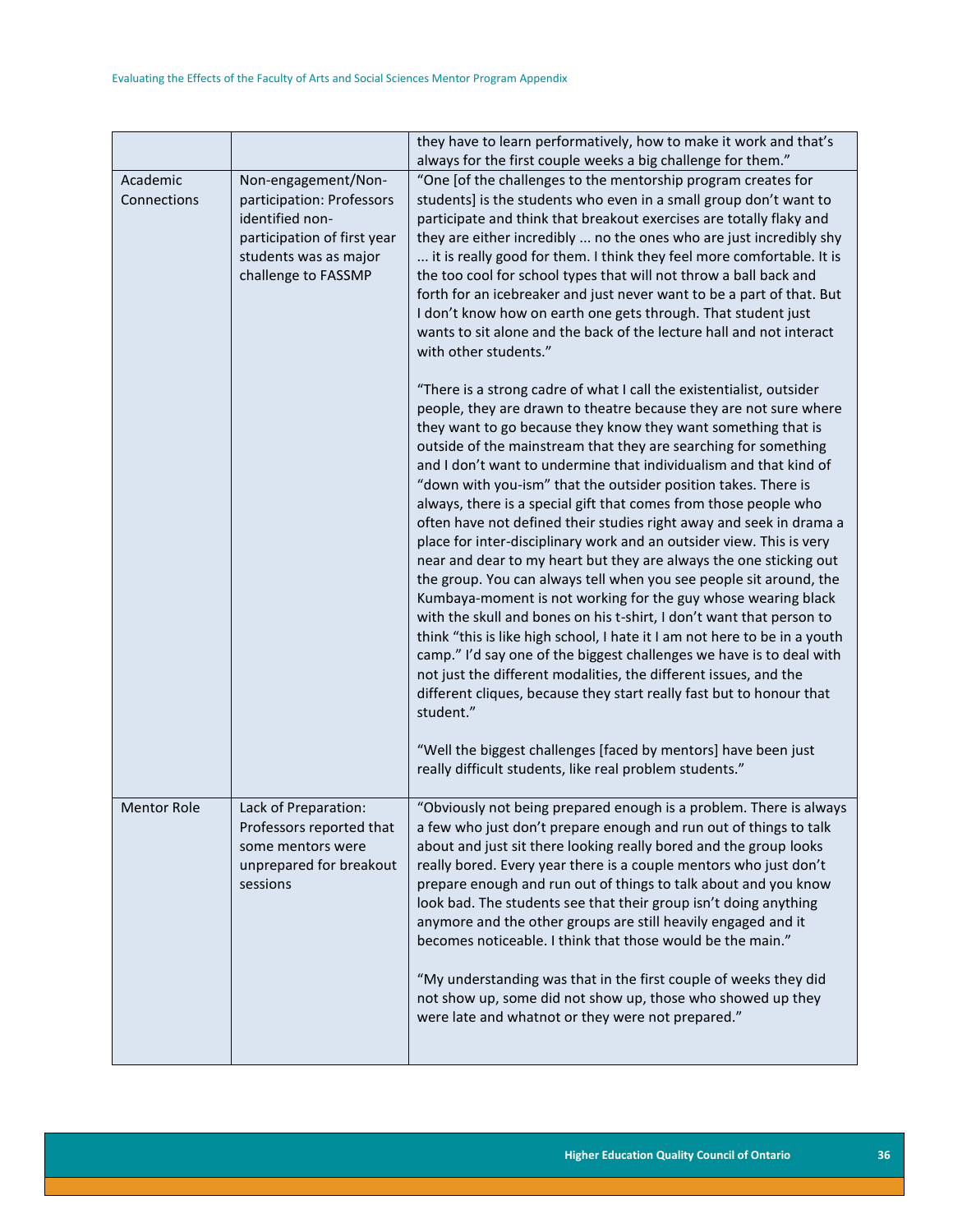| | | |
|---|---|---|
| | | they have to learn performatively, how to make it work and that's always for the first couple weeks a big challenge for them." |
| Academic Connections | Non-engagement/Non-participation: Professors identified non-participation of first year students was as major challenge to FASSMP | "One [of the challenges to the mentorship program creates for students] is the students who even in a small group don't want to participate and think that breakout exercises are totally flaky and they are either incredibly ... no the ones who are just incredibly shy ... it is really good for them. I think they feel more comfortable. It is the too cool for school types that will not throw a ball back and forth for an icebreaker and just never want to be a part of that. But I don't know how on earth one gets through. That student just wants to sit alone and the back of the lecture hall and not interact with other students."<br><br>"There is a strong cadre of what I call the existentialist, outsider people, they are drawn to theatre because they are not sure where they want to go because they know they want something that is outside of the mainstream that they are searching for something and I don't want to undermine that individualism and that kind of "down with you-ism" that the outsider position takes. There is always, there is a special gift that comes from those people who often have not defined their studies right away and seek in drama a place for inter-disciplinary work and an outsider view. This is very near and dear to my heart but they are always the one sticking out the group. You can always tell when you see people sit around, the Kumbaya-moment is not working for the guy whose wearing black with the skull and bones on his t-shirt, I don't want that person to think "this is like high school, I hate it I am not here to be in a youth camp." I'd say one of the biggest challenges we have is to deal with not just the different modalities, the different issues, and the different cliques, because they start really fast but to honour that student."<br><br>"Well the biggest challenges [faced by mentors] have been just really difficult students, like real problem students." |
| Mentor Role | Lack of Preparation: Professors reported that some mentors were unprepared for breakout sessions | "Obviously not being prepared enough is a problem. There is always a few who just don't prepare enough and run out of things to talk about and just sit there looking really bored and the group looks really bored. Every year there is a couple mentors who just don't prepare enough and run out of things to talk about and you know look bad. The students see that their group isn't doing anything anymore and the other groups are still heavily engaged and it becomes noticeable. I think that those would be the main."<br><br>"My understanding was that in the first couple of weeks they did not show up, some did not show up, those who showed up they were late and whatnot or they were not prepared." |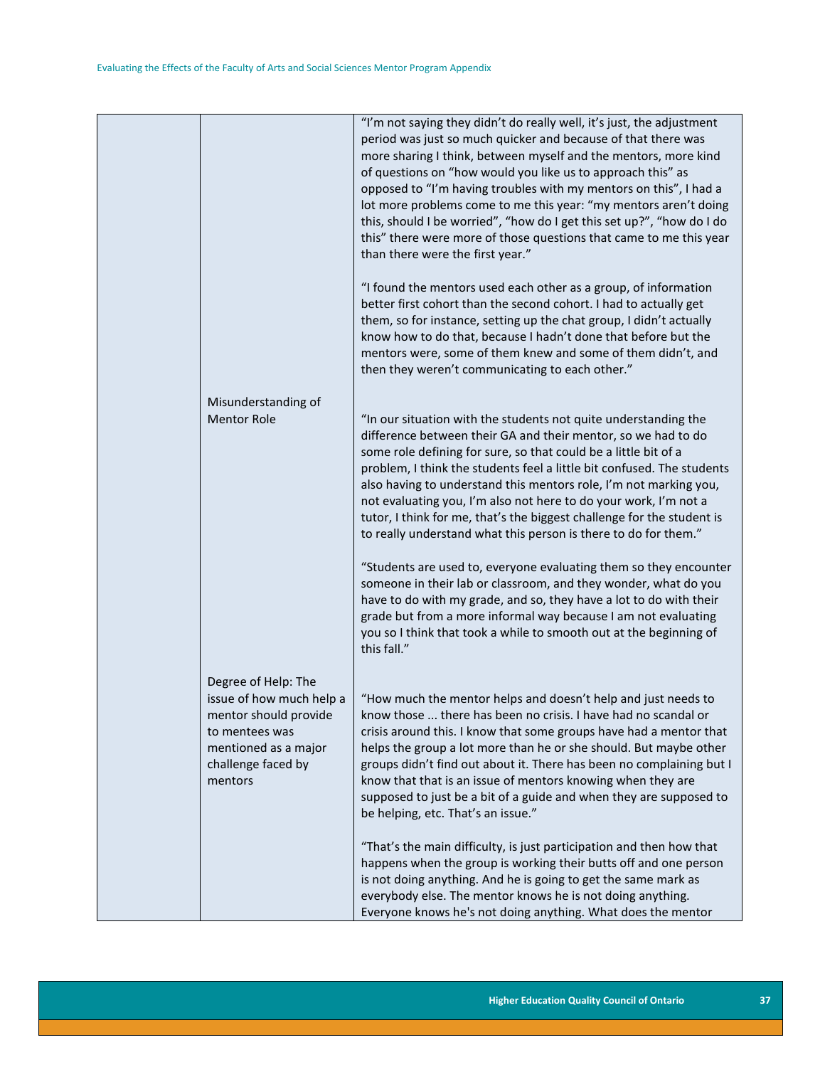| | | |
|---|---|---|
| | | "I'm not saying they didn't do really well, it's just, the adjustment period was just so much quicker and because of that there was more sharing I think, between myself and the mentors, more kind of questions on "how would you like us to approach this" as opposed to "I'm having troubles with my mentors on this", I had a lot more problems come to me this year: "my mentors aren't doing this, should I be worried", "how do I get this set up?", "how do I do this" there were more of those questions that came to me this year than there were the first year."<br><br>"I found the mentors used each other as a group, of information better first cohort than the second cohort. I had to actually get them, so for instance, setting up the chat group, I didn't actually know how to do that, because I hadn't done that before but the mentors were, some of them knew and some of them didn't, and then they weren't communicating to each other." |
| | Misunderstanding of Mentor Role | "In our situation with the students not quite understanding the difference between their GA and their mentor, so we had to do some role defining for sure, so that could be a little bit of a problem, I think the students feel a little bit confused. The students also having to understand this mentors role, I'm not marking you, not evaluating you, I'm also not here to do your work, I'm not a tutor, I think for me, that's the biggest challenge for the student is to really understand what this person is there to do for them."<br><br>"Students are used to, everyone evaluating them so they encounter someone in their lab or classroom, and they wonder, what do you have to do with my grade, and so, they have a lot to do with their grade but from a more informal way because I am not evaluating you so I think that took a while to smooth out at the beginning of this fall." |
| | Degree of Help: The issue of how much help a mentor should provide to mentees was mentioned as a major challenge faced by mentors | "How much the mentor helps and doesn't help and just needs to know those ... there has been no crisis. I have had no scandal or crisis around this. I know that some groups have had a mentor that helps the group a lot more than he or she should. But maybe other groups didn't find out about it. There has been no complaining but I know that that is an issue of mentors knowing when they are supposed to just be a bit of a guide and when they are supposed to be helping, etc. That's an issue."<br><br>"That's the main difficulty, is just participation and then how that happens when the group is working their butts off and one person is not doing anything. And he is going to get the same mark as everybody else. The mentor knows he is not doing anything. Everyone knows he's not doing anything. What does the mentor |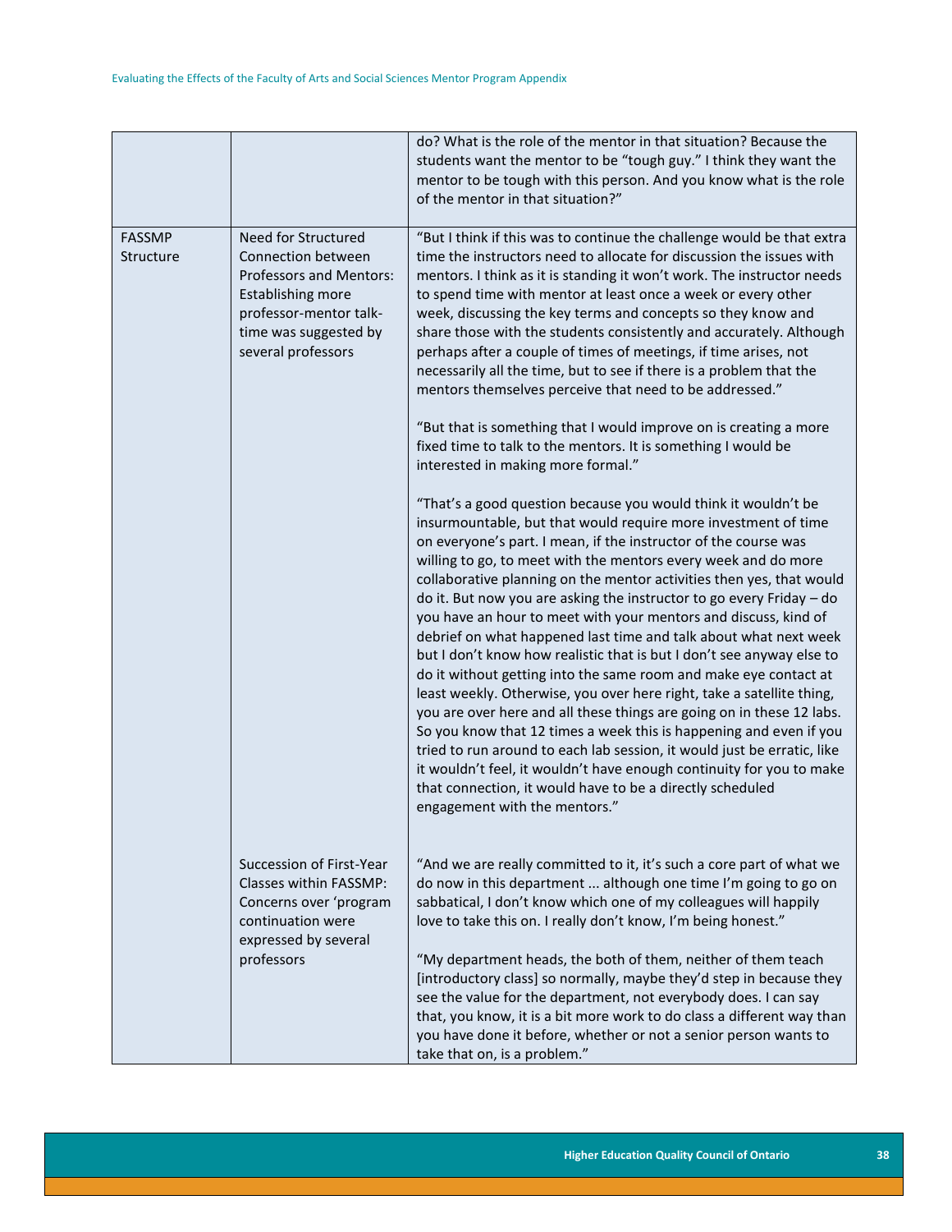| | | |
|---|---|---|
| | | do? What is the role of the mentor in that situation? Because the students want the mentor to be "tough guy." I think they want the mentor to be tough with this person. And you know what is the role of the mentor in that situation?" |
| FASSMP Structure | Need for Structured Connection between Professors and Mentors: Establishing more professor-mentor talk-time was suggested by several professors | "But I think if this was to continue the challenge would be that extra time the instructors need to allocate for discussion the issues with mentors. I think as it is standing it won't work. The instructor needs to spend time with mentor at least once a week or every other week, discussing the key terms and concepts so they know and share those with the students consistently and accurately. Although perhaps after a couple of times of meetings, if time arises, not necessarily all the time, but to see if there is a problem that the mentors themselves perceive that need to be addressed."<br><br>"But that is something that I would improve on is creating a more fixed time to talk to the mentors. It is something I would be interested in making more formal."<br><br>"That's a good question because you would think it wouldn't be insurmountable, but that would require more investment of time on everyone's part. I mean, if the instructor of the course was willing to go, to meet with the mentors every week and do more collaborative planning on the mentor activities then yes, that would do it. But now you are asking the instructor to go every Friday – do you have an hour to meet with your mentors and discuss, kind of debrief on what happened last time and talk about what next week but I don't know how realistic that is but I don't see anyway else to do it without getting into the same room and make eye contact at least weekly. Otherwise, you over here right, take a satellite thing, you are over here and all these things are going on in these 12 labs. So you know that 12 times a week this is happening and even if you tried to run around to each lab session, it would just be erratic, like it wouldn't feel, it wouldn't have enough continuity for you to make that connection, it would have to be a directly scheduled engagement with the mentors." |
| | Succession of First-Year Classes within FASSMP: Concerns over 'program continuation were expressed by several professors | "And we are really committed to it, it's such a core part of what we do now in this department ... although one time I'm going to go on sabbatical, I don't know which one of my colleagues will happily love to take this on. I really don't know, I'm being honest."<br><br>"My department heads, the both of them, neither of them teach [introductory class] so normally, maybe they'd step in because they see the value for the department, not everybody does. I can say that, you know, it is a bit more work to do class a different way than you have done it before, whether or not a senior person wants to take that on, is a problem." |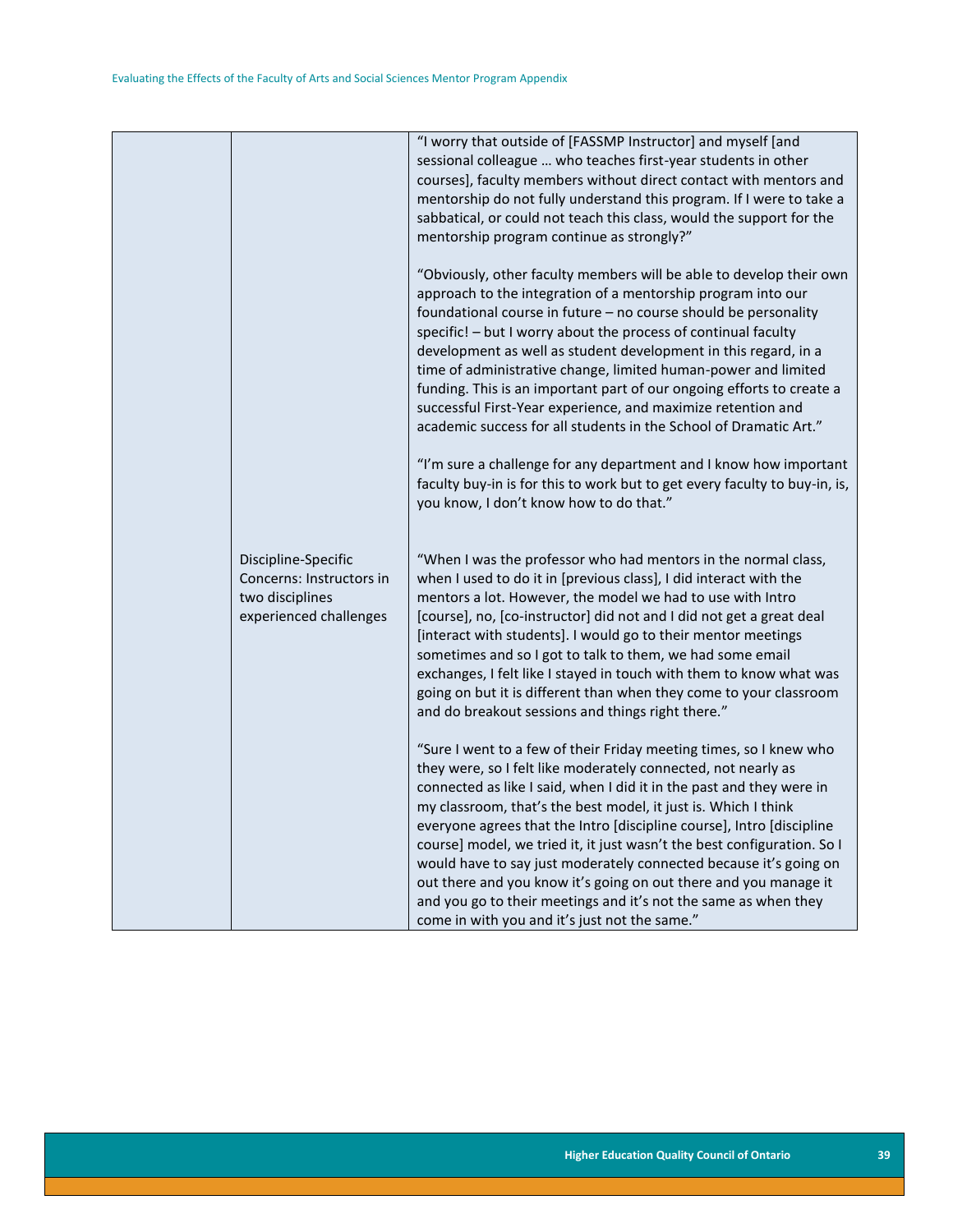| | | |
|---|---|---|
| | | "I worry that outside of [FASSMP Instructor] and myself [and sessional colleague … who teaches first-year students in other courses], faculty members without direct contact with mentors and mentorship do not fully understand this program. If I were to take a sabbatical, or could not teach this class, would the support for the mentorship program continue as strongly?"<br><br>"Obviously, other faculty members will be able to develop their own approach to the integration of a mentorship program into our foundational course in future – no course should be personality specific! – but I worry about the process of continual faculty development as well as student development in this regard, in a time of administrative change, limited human-power and limited funding. This is an important part of our ongoing efforts to create a successful First-Year experience, and maximize retention and academic success for all students in the School of Dramatic Art."<br><br>"I'm sure a challenge for any department and I know how important faculty buy-in is for this to work but to get every faculty to buy-in, is, you know, I don't know how to do that." |
| | Discipline-Specific Concerns: Instructors in two disciplines experienced challenges | "When I was the professor who had mentors in the normal class, when I used to do it in [previous class], I did interact with the mentors a lot. However, the model we had to use with Intro [course], no, [co-instructor] did not and I did not get a great deal [interact with students]. I would go to their mentor meetings sometimes and so I got to talk to them, we had some email exchanges, I felt like I stayed in touch with them to know what was going on but it is different than when they come to your classroom and do breakout sessions and things right there."<br><br>"Sure I went to a few of their Friday meeting times, so I knew who they were, so I felt like moderately connected, not nearly as connected as like I said, when I did it in the past and they were in my classroom, that's the best model, it just is. Which I think everyone agrees that the Intro [discipline course], Intro [discipline course] model, we tried it, it just wasn't the best configuration. So I would have to say just moderately connected because it's going on out there and you know it's going on out there and you manage it and you go to their meetings and it's not the same as when they come in with you and it's just not the same." |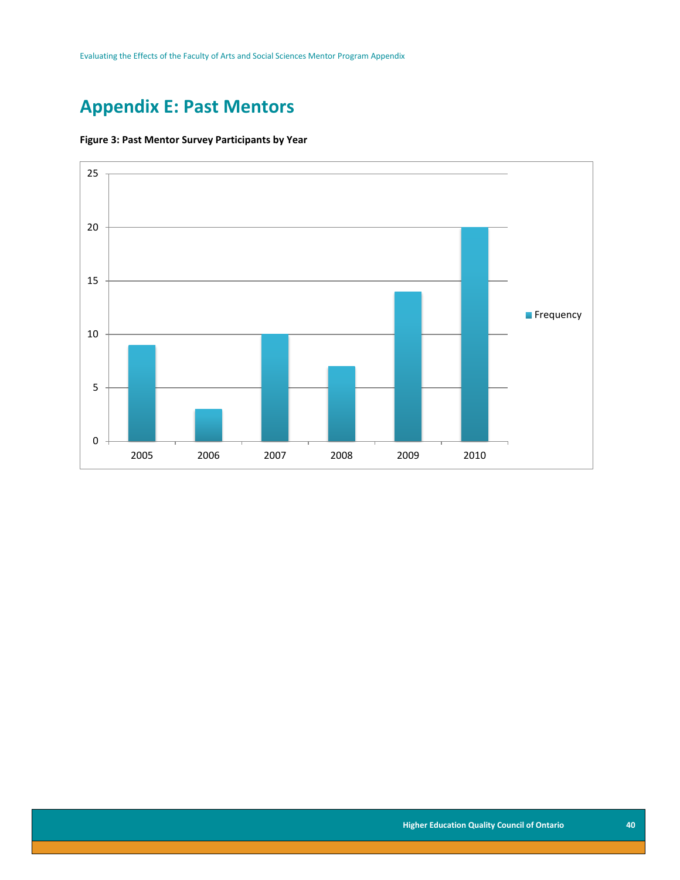## Appendix E: Past Mentors

**Figure 3: Past Mentor Survey Participants by Year**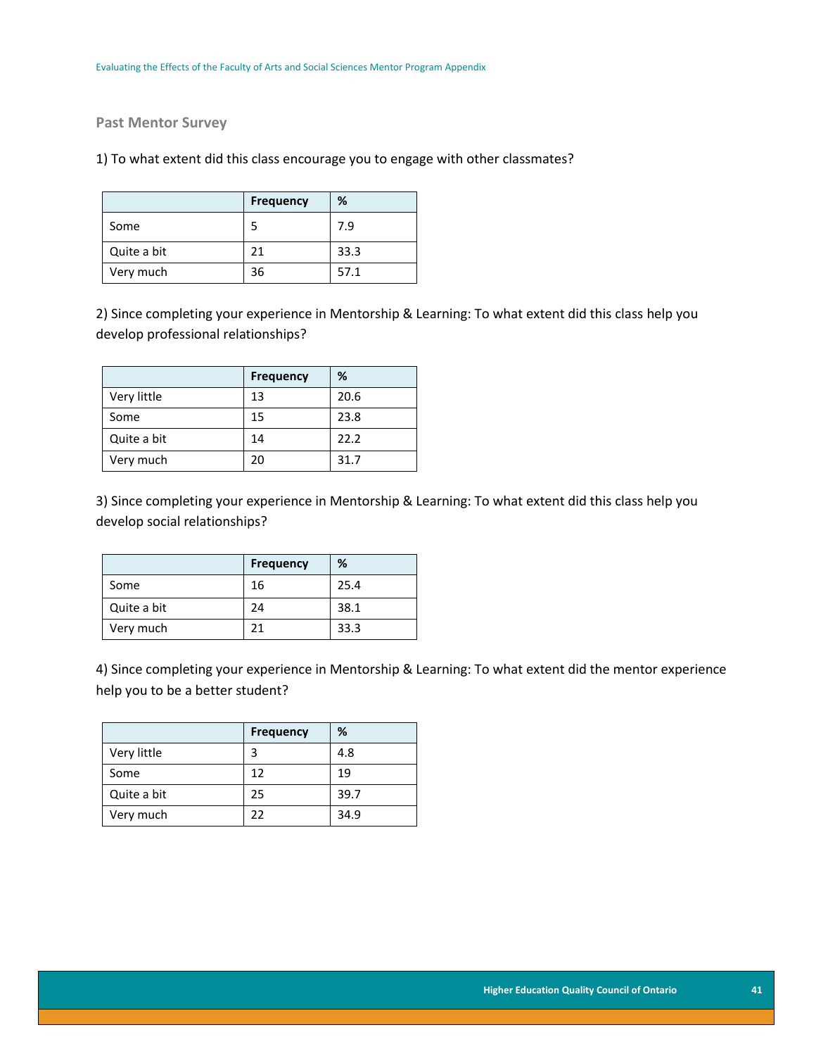## Past Mentor Survey

1) To what extent did this class encourage you to engage with other classmates?

| | Frequency | % |
|---|---|---|
| Some | 5 | 7.9 |
| Quite a bit | 21 | 33.3 |
| Very much | 36 | 57.1 |

2) Since completing your experience in Mentorship & Learning: To what extent did this class help you develop professional relationships?

| | Frequency | % |
|---|---|---|
| Very little | 13 | 20.6 |
| Some | 15 | 23.8 |
| Quite a bit | 14 | 22.2 |
| Very much | 20 | 31.7 |

3) Since completing your experience in Mentorship & Learning: To what extent did this class help you develop social relationships?

| | Frequency | % |
|---|---|---|
| Some | 16 | 25.4 |
| Quite a bit | 24 | 38.1 |
| Very much | 21 | 33.3 |

4) Since completing your experience in Mentorship & Learning: To what extent did the mentor experience help you to be a better student?

| | Frequency | % |
|---|---|---|
| Very little | 3 | 4.8 |
| Some | 12 | 19 |
| Quite a bit | 25 | 39.7 |
| Very much | 22 | 34.9 |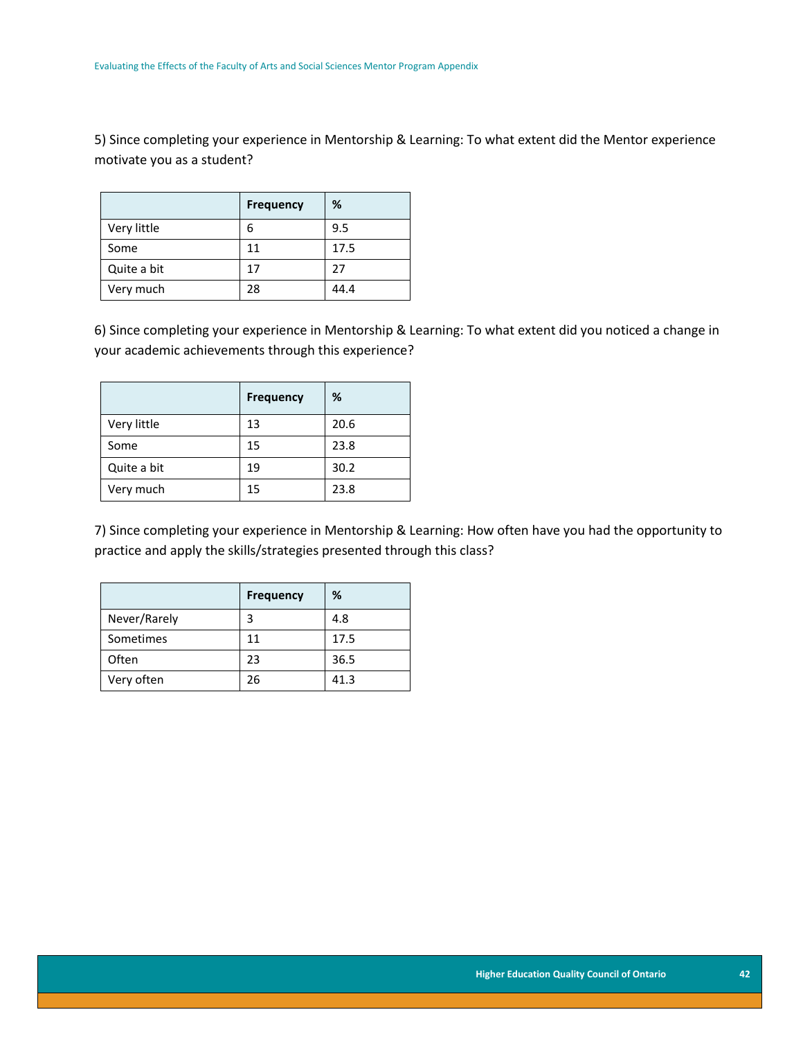5) Since completing your experience in Mentorship & Learning: To what extent did the Mentor experience motivate you as a student?

| | Frequency | % |
|---|---|---|
| Very little | 6 | 9.5 |
| Some | 11 | 17.5 |
| Quite a bit | 17 | 27 |
| Very much | 28 | 44.4 |

6) Since completing your experience in Mentorship & Learning: To what extent did you noticed a change in your academic achievements through this experience?

| | Frequency | % |
|---|---|---|
| Very little | 13 | 20.6 |
| Some | 15 | 23.8 |
| Quite a bit | 19 | 30.2 |
| Very much | 15 | 23.8 |

7) Since completing your experience in Mentorship & Learning: How often have you had the opportunity to practice and apply the skills/strategies presented through this class?

| | Frequency | % |
|---|---|---|
| Never/Rarely | 3 | 4.8 |
| Sometimes | 11 | 17.5 |
| Often | 23 | 36.5 |
| Very often | 26 | 41.3 |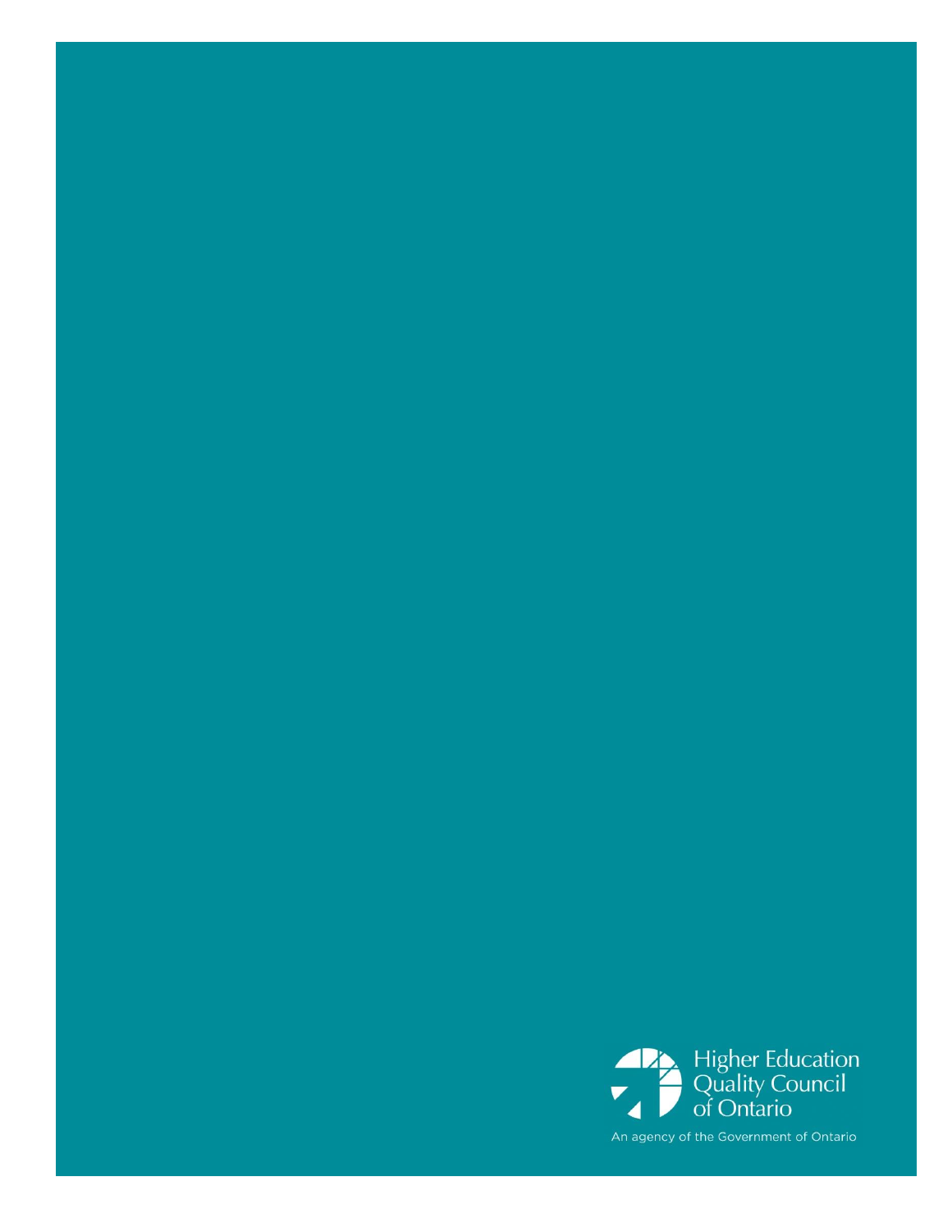Higher Education Quality Council of Ontario

An agency of the Government of Ontario